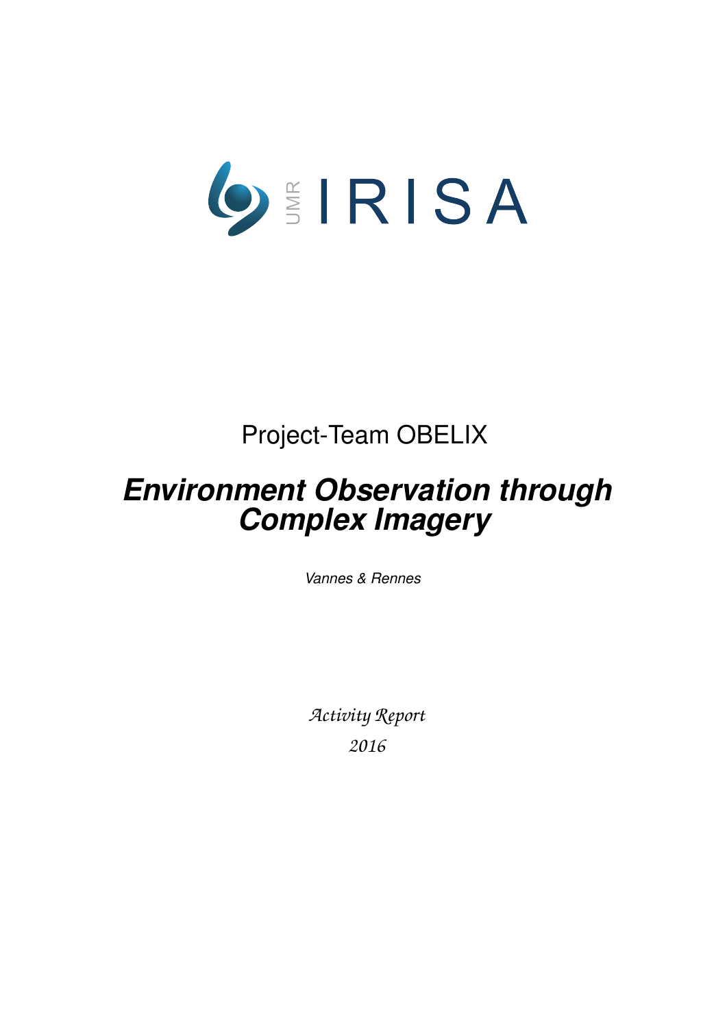UMR IRISA

Project-Team OBELIX

# *Environment Observation through Complex Imagery*

*Vannes & Rennes*

*Activity Report*

*2016*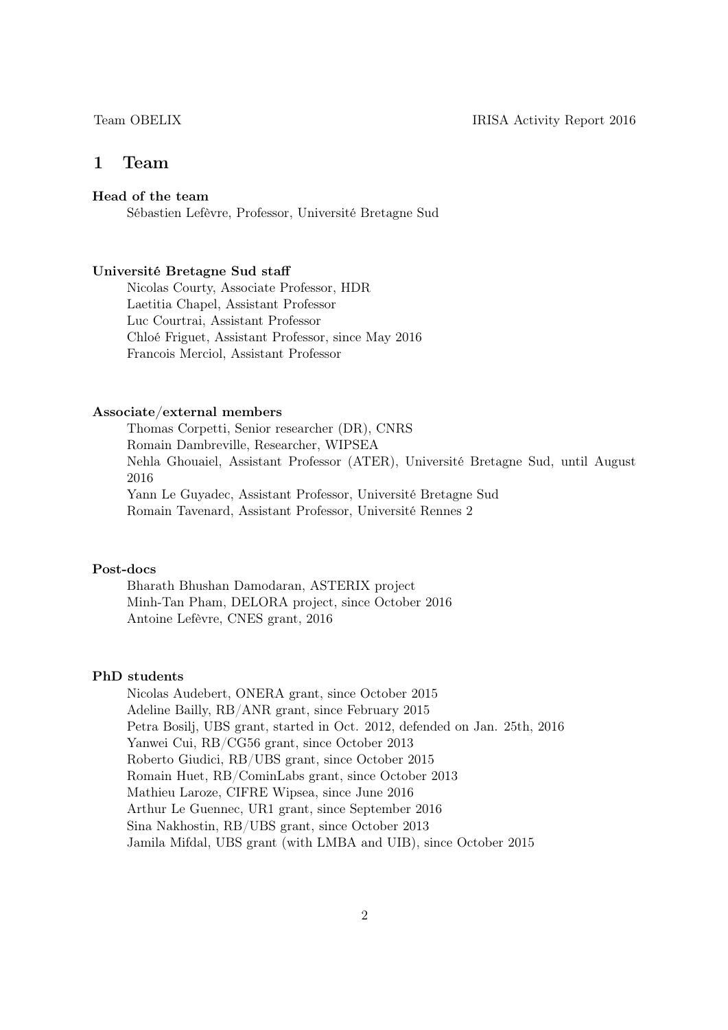# 1 Team

**Head of the team**

Sébastien Lefèvre, Professor, Université Bretagne Sud

**Université Bretagne Sud staff**

Nicolas Courty, Associate Professor, HDR
Laetitia Chapel, Assistant Professor
Luc Courtrai, Assistant Professor
Chloé Friguet, Assistant Professor, since May 2016
Francois Merciol, Assistant Professor

**Associate/external members**

Thomas Corpetti, Senior researcher (DR), CNRS
Romain Dambreville, Researcher, WIPSEA
Nehla Ghouaiel, Assistant Professor (ATER), Université Bretagne Sud, until August 2016
Yann Le Guyadec, Assistant Professor, Université Bretagne Sud
Romain Tavenard, Assistant Professor, Université Rennes 2

**Post-docs**

Bharath Bhushan Damodaran, ASTERIX project
Minh-Tan Pham, DELORA project, since October 2016
Antoine Lefèvre, CNES grant, 2016

**PhD students**

Nicolas Audebert, ONERA grant, since October 2015
Adeline Bailly, RB/ANR grant, since February 2015
Petra Bosilj, UBS grant, started in Oct. 2012, defended on Jan. 25th, 2016
Yanwei Cui, RB/CG56 grant, since October 2013
Roberto Giudici, RB/UBS grant, since October 2015
Romain Huet, RB/CominLabs grant, since October 2013
Mathieu Laroze, CIFRE Wipsea, since June 2016
Arthur Le Guennec, UR1 grant, since September 2016
Sina Nakhostin, RB/UBS grant, since October 2013
Jamila Mifdal, UBS grant (with LMBA and UIB), since October 2015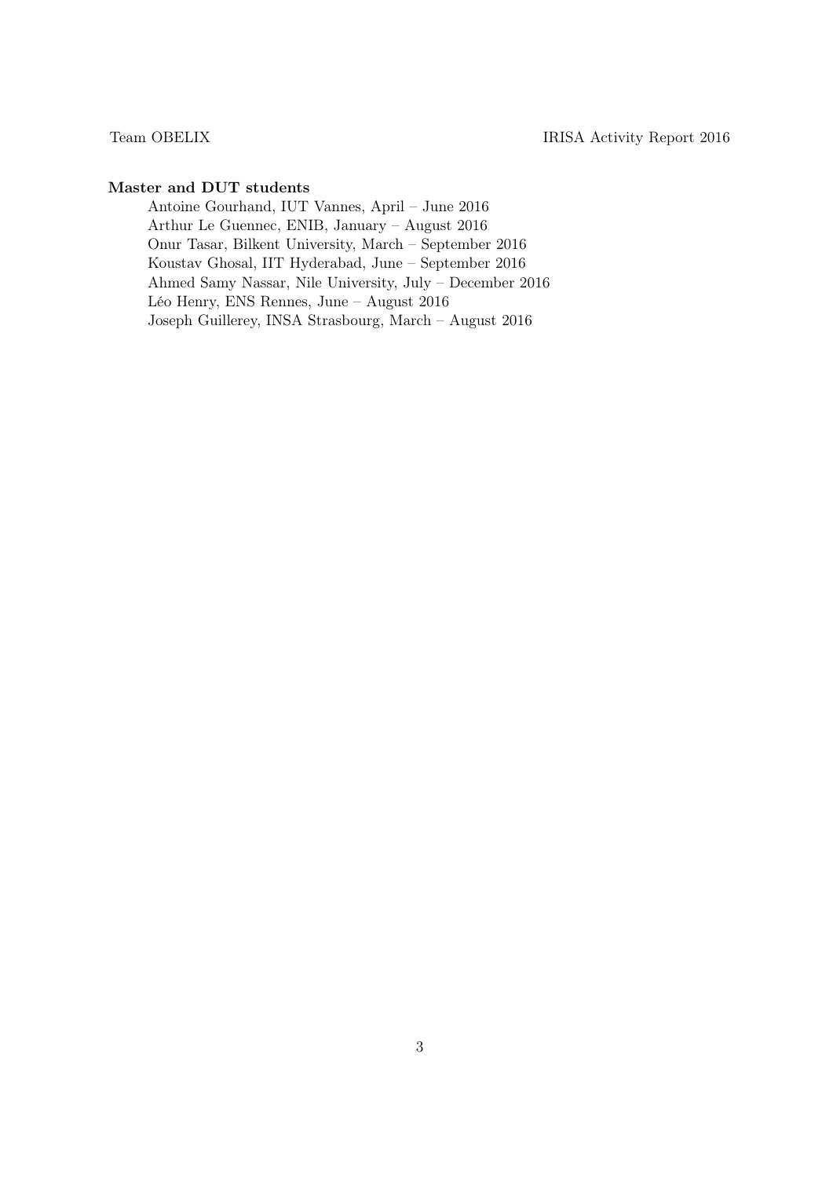**Master and DUT students**

Antoine Gourhand, IUT Vannes, April – June 2016
Arthur Le Guennec, ENIB, January – August 2016
Onur Tasar, Bilkent University, March – September 2016
Koustav Ghosal, IIT Hyderabad, June – September 2016
Ahmed Samy Nassar, Nile University, July – December 2016
Léo Henry, ENS Rennes, June – August 2016
Joseph Guillerey, INSA Strasbourg, March – August 2016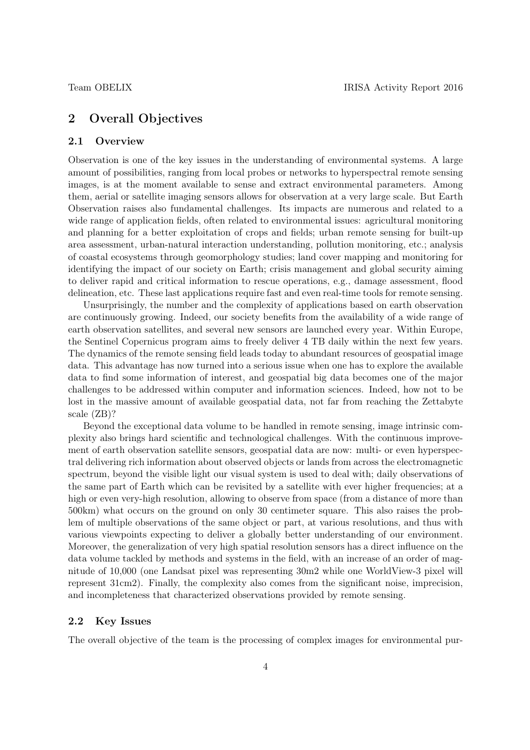## 2 Overall Objectives

### 2.1 Overview

Observation is one of the key issues in the understanding of environmental systems. A large amount of possibilities, ranging from local probes or networks to hyperspectral remote sensing images, is at the moment available to sense and extract environmental parameters. Among them, aerial or satellite imaging sensors allows for observation at a very large scale. But Earth Observation raises also fundamental challenges. Its impacts are numerous and related to a wide range of application fields, often related to environmental issues: agricultural monitoring and planning for a better exploitation of crops and fields; urban remote sensing for built-up area assessment, urban-natural interaction understanding, pollution monitoring, etc.; analysis of coastal ecosystems through geomorphology studies; land cover mapping and monitoring for identifying the impact of our society on Earth; crisis management and global security aiming to deliver rapid and critical information to rescue operations, e.g., damage assessment, flood delineation, etc. These last applications require fast and even real-time tools for remote sensing.

Unsurprisingly, the number and the complexity of applications based on earth observation are continuously growing. Indeed, our society benefits from the availability of a wide range of earth observation satellites, and several new sensors are launched every year. Within Europe, the Sentinel Copernicus program aims to freely deliver 4 TB daily within the next few years. The dynamics of the remote sensing field leads today to abundant resources of geospatial image data. This advantage has now turned into a serious issue when one has to explore the available data to find some information of interest, and geospatial big data becomes one of the major challenges to be addressed within computer and information sciences. Indeed, how not to be lost in the massive amount of available geospatial data, not far from reaching the Zettabyte scale (ZB)?

Beyond the exceptional data volume to be handled in remote sensing, image intrinsic complexity also brings hard scientific and technological challenges. With the continuous improvement of earth observation satellite sensors, geospatial data are now: multi- or even hyperspectral delivering rich information about observed objects or lands from across the electromagnetic spectrum, beyond the visible light our visual system is used to deal with; daily observations of the same part of Earth which can be revisited by a satellite with ever higher frequencies; at a high or even very-high resolution, allowing to observe from space (from a distance of more than 500km) what occurs on the ground on only 30 centimeter square. This also raises the problem of multiple observations of the same object or part, at various resolutions, and thus with various viewpoints expecting to deliver a globally better understanding of our environment. Moreover, the generalization of very high spatial resolution sensors has a direct influence on the data volume tackled by methods and systems in the field, with an increase of an order of magnitude of 10,000 (one Landsat pixel was representing 30m2 while one WorldView-3 pixel will represent 31cm2). Finally, the complexity also comes from the significant noise, imprecision, and incompleteness that characterized observations provided by remote sensing.

### 2.2 Key Issues

The overall objective of the team is the processing of complex images for environmental pur-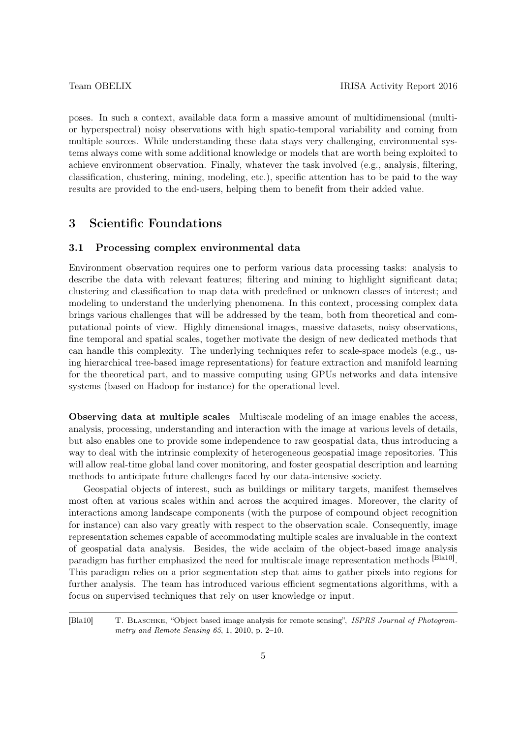poses. In such a context, available data form a massive amount of multidimensional (multi- or hyperspectral) noisy observations with high spatio-temporal variability and coming from multiple sources. While understanding these data stays very challenging, environmental systems always come with some additional knowledge or models that are worth being exploited to achieve environment observation. Finally, whatever the task involved (e.g., analysis, filtering, classification, clustering, mining, modeling, etc.), specific attention has to be paid to the way results are provided to the end-users, helping them to benefit from their added value.

# 3 Scientific Foundations

## 3.1 Processing complex environmental data

Environment observation requires one to perform various data processing tasks: analysis to describe the data with relevant features; filtering and mining to highlight significant data; clustering and classification to map data with predefined or unknown classes of interest; and modeling to understand the underlying phenomena. In this context, processing complex data brings various challenges that will be addressed by the team, both from theoretical and computational points of view. Highly dimensional images, massive datasets, noisy observations, fine temporal and spatial scales, together motivate the design of new dedicated methods that can handle this complexity. The underlying techniques refer to scale-space models (e.g., using hierarchical tree-based image representations) for feature extraction and manifold learning for the theoretical part, and to massive computing using GPUs networks and data intensive systems (based on Hadoop for instance) for the operational level.

**Observing data at multiple scales** Multiscale modeling of an image enables the access, analysis, processing, understanding and interaction with the image at various levels of details, but also enables one to provide some independence to raw geospatial data, thus introducing a way to deal with the intrinsic complexity of heterogeneous geospatial image repositories. This will allow real-time global land cover monitoring, and foster geospatial description and learning methods to anticipate future challenges faced by our data-intensive society.

Geospatial objects of interest, such as buildings or military targets, manifest themselves most often at various scales within and across the acquired images. Moreover, the clarity of interactions among landscape components (with the purpose of compound object recognition for instance) can also vary greatly with respect to the observation scale. Consequently, image representation schemes capable of accommodating multiple scales are invaluable in the context of geospatial data analysis. Besides, the wide acclaim of the object-based image analysis paradigm has further emphasized the need for multiscale image representation methods [Bla10]. This paradigm relies on a prior segmentation step that aims to gather pixels into regions for further analysis. The team has introduced various efficient segmentations algorithms, with a focus on supervised techniques that rely on user knowledge or input.

---

[Bla10] T. Blaschke, "Object based image analysis for remote sensing", *ISPRS Journal of Photogrammetry and Remote Sensing 65*, 1, 2010, p. 2–10.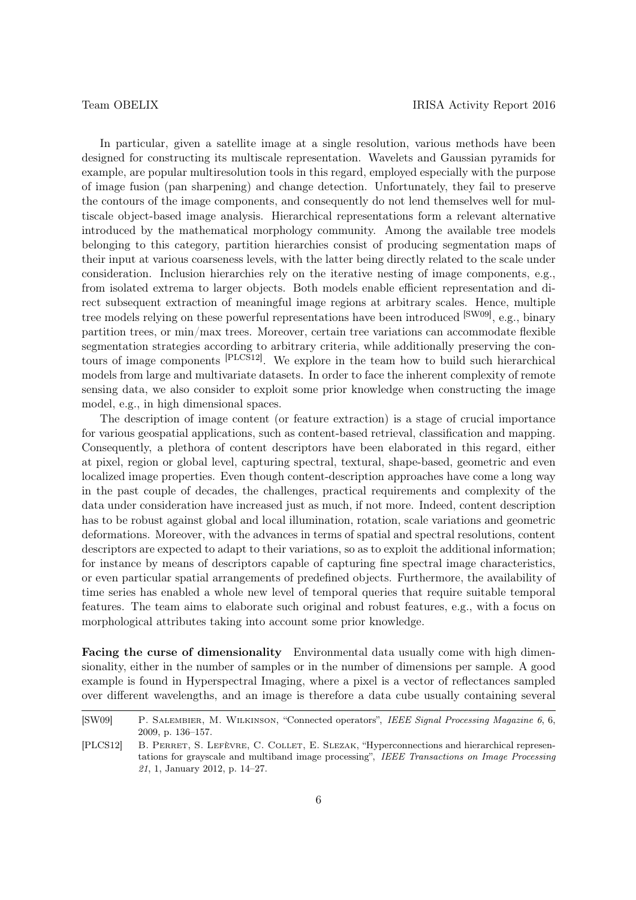In particular, given a satellite image at a single resolution, various methods have been designed for constructing its multiscale representation. Wavelets and Gaussian pyramids for example, are popular multiresolution tools in this regard, employed especially with the purpose of image fusion (pan sharpening) and change detection. Unfortunately, they fail to preserve the contours of the image components, and consequently do not lend themselves well for multiscale object-based image analysis. Hierarchical representations form a relevant alternative introduced by the mathematical morphology community. Among the available tree models belonging to this category, partition hierarchies consist of producing segmentation maps of their input at various coarseness levels, with the latter being directly related to the scale under consideration. Inclusion hierarchies rely on the iterative nesting of image components, e.g., from isolated extrema to larger objects. Both models enable efficient representation and direct subsequent extraction of meaningful image regions at arbitrary scales. Hence, multiple tree models relying on these powerful representations have been introduced [SW09], e.g., binary partition trees, or min/max trees. Moreover, certain tree variations can accommodate flexible segmentation strategies according to arbitrary criteria, while additionally preserving the contours of image components [PLCS12]. We explore in the team how to build such hierarchical models from large and multivariate datasets. In order to face the inherent complexity of remote sensing data, we also consider to exploit some prior knowledge when constructing the image model, e.g., in high dimensional spaces.

The description of image content (or feature extraction) is a stage of crucial importance for various geospatial applications, such as content-based retrieval, classification and mapping. Consequently, a plethora of content descriptors have been elaborated in this regard, either at pixel, region or global level, capturing spectral, textural, shape-based, geometric and even localized image properties. Even though content-description approaches have come a long way in the past couple of decades, the challenges, practical requirements and complexity of the data under consideration have increased just as much, if not more. Indeed, content description has to be robust against global and local illumination, rotation, scale variations and geometric deformations. Moreover, with the advances in terms of spatial and spectral resolutions, content descriptors are expected to adapt to their variations, so as to exploit the additional information; for instance by means of descriptors capable of capturing fine spectral image characteristics, or even particular spatial arrangements of predefined objects. Furthermore, the availability of time series has enabled a whole new level of temporal queries that require suitable temporal features. The team aims to elaborate such original and robust features, e.g., with a focus on morphological attributes taking into account some prior knowledge.

**Facing the curse of dimensionality** Environmental data usually come with high dimensionality, either in the number of samples or in the number of dimensions per sample. A good example is found in Hyperspectral Imaging, where a pixel is a vector of reflectances sampled over different wavelengths, and an image is therefore a data cube usually containing several

---

[SW09] P. Salembier, M. Wilkinson, "Connected operators", *IEEE Signal Processing Magazine 6*, 6, 2009, p. 136–157.

[PLCS12] B. Perret, S. Lefèvre, C. Collet, E. Slezak, "Hyperconnections and hierarchical representations for grayscale and multiband image processing", *IEEE Transactions on Image Processing 21*, 1, January 2012, p. 14–27.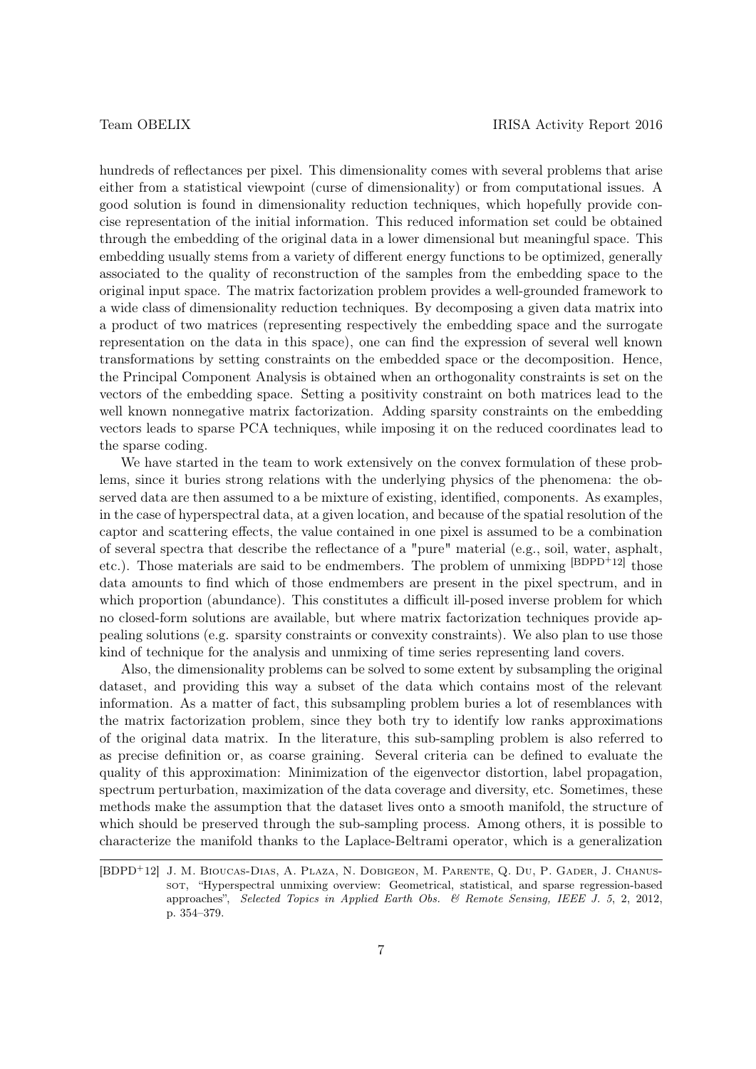hundreds of reflectances per pixel. This dimensionality comes with several problems that arise either from a statistical viewpoint (curse of dimensionality) or from computational issues. A good solution is found in dimensionality reduction techniques, which hopefully provide concise representation of the initial information. This reduced information set could be obtained through the embedding of the original data in a lower dimensional but meaningful space. This embedding usually stems from a variety of different energy functions to be optimized, generally associated to the quality of reconstruction of the samples from the embedding space to the original input space. The matrix factorization problem provides a well-grounded framework to a wide class of dimensionality reduction techniques. By decomposing a given data matrix into a product of two matrices (representing respectively the embedding space and the surrogate representation on the data in this space), one can find the expression of several well known transformations by setting constraints on the embedded space or the decomposition. Hence, the Principal Component Analysis is obtained when an orthogonality constraints is set on the vectors of the embedding space. Setting a positivity constraint on both matrices lead to the well known nonnegative matrix factorization. Adding sparsity constraints on the embedding vectors leads to sparse PCA techniques, while imposing it on the reduced coordinates lead to the sparse coding.

We have started in the team to work extensively on the convex formulation of these problems, since it buries strong relations with the underlying physics of the phenomena: the observed data are then assumed to a be mixture of existing, identified, components. As examples, in the case of hyperspectral data, at a given location, and because of the spatial resolution of the captor and scattering effects, the value contained in one pixel is assumed to be a combination of several spectra that describe the reflectance of a "pure" material (e.g., soil, water, asphalt, etc.). Those materials are said to be endmembers. The problem of unmixing [BDPD+12] those data amounts to find which of those endmembers are present in the pixel spectrum, and in which proportion (abundance). This constitutes a difficult ill-posed inverse problem for which no closed-form solutions are available, but where matrix factorization techniques provide appealing solutions (e.g. sparsity constraints or convexity constraints). We also plan to use those kind of technique for the analysis and unmixing of time series representing land covers.

Also, the dimensionality problems can be solved to some extent by subsampling the original dataset, and providing this way a subset of the data which contains most of the relevant information. As a matter of fact, this subsampling problem buries a lot of resemblances with the matrix factorization problem, since they both try to identify low ranks approximations of the original data matrix. In the literature, this sub-sampling problem is also referred to as precise definition or, as coarse graining. Several criteria can be defined to evaluate the quality of this approximation: Minimization of the eigenvector distortion, label propagation, spectrum perturbation, maximization of the data coverage and diversity, etc. Sometimes, these methods make the assumption that the dataset lives onto a smooth manifold, the structure of which should be preserved through the sub-sampling process. Among others, it is possible to characterize the manifold thanks to the Laplace-Beltrami operator, which is a generalization

[BDPD+12] J. M. Bioucas-Dias, A. Plaza, N. Dobigeon, M. Parente, Q. Du, P. Gader, J. Chanussot, "Hyperspectral unmixing overview: Geometrical, statistical, and sparse regression-based approaches", *Selected Topics in Applied Earth Obs. & Remote Sensing, IEEE J. 5*, 2, 2012, p. 354–379.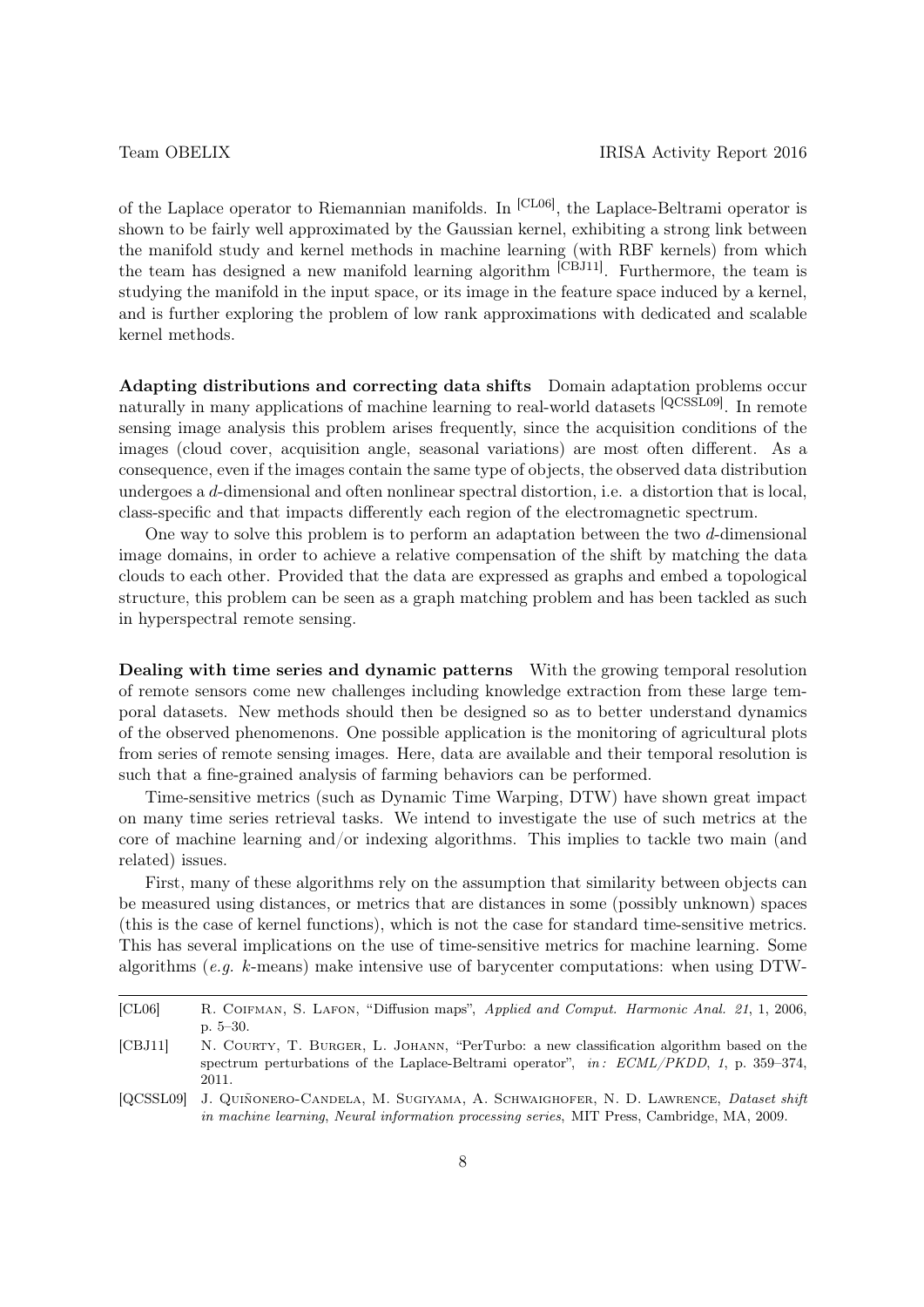of the Laplace operator to Riemannian manifolds. In [CL06], the Laplace-Beltrami operator is shown to be fairly well approximated by the Gaussian kernel, exhibiting a strong link between the manifold study and kernel methods in machine learning (with RBF kernels) from which the team has designed a new manifold learning algorithm [CBJ11]. Furthermore, the team is studying the manifold in the input space, or its image in the feature space induced by a kernel, and is further exploring the problem of low rank approximations with dedicated and scalable kernel methods.

**Adapting distributions and correcting data shifts** Domain adaptation problems occur naturally in many applications of machine learning to real-world datasets [QCSSL09]. In remote sensing image analysis this problem arises frequently, since the acquisition conditions of the images (cloud cover, acquisition angle, seasonal variations) are most often different. As a consequence, even if the images contain the same type of objects, the observed data distribution undergoes a $d$-dimensional and often nonlinear spectral distortion, i.e. a distortion that is local, class-specific and that impacts differently each region of the electromagnetic spectrum.

One way to solve this problem is to perform an adaptation between the two $d$-dimensional image domains, in order to achieve a relative compensation of the shift by matching the data clouds to each other. Provided that the data are expressed as graphs and embed a topological structure, this problem can be seen as a graph matching problem and has been tackled as such in hyperspectral remote sensing.

**Dealing with time series and dynamic patterns** With the growing temporal resolution of remote sensors come new challenges including knowledge extraction from these large temporal datasets. New methods should then be designed so as to better understand dynamics of the observed phenomenons. One possible application is the monitoring of agricultural plots from series of remote sensing images. Here, data are available and their temporal resolution is such that a fine-grained analysis of farming behaviors can be performed.

Time-sensitive metrics (such as Dynamic Time Warping, DTW) have shown great impact on many time series retrieval tasks. We intend to investigate the use of such metrics at the core of machine learning and/or indexing algorithms. This implies to tackle two main (and related) issues.

First, many of these algorithms rely on the assumption that similarity between objects can be measured using distances, or metrics that are distances in some (possibly unknown) spaces (this is the case of kernel functions), which is not the case for standard time-sensitive metrics. This has several implications on the use of time-sensitive metrics for machine learning. Some algorithms (*e.g.* $k$-means) make intensive use of barycenter computations: when using DTW-

---

[CL06] R. Coifman, S. Lafon, "Diffusion maps", *Applied and Comput. Harmonic Anal. 21*, 1, 2006, p. 5–30.

[CBJ11] N. Courty, T. Burger, L. Johann, "PerTurbo: a new classification algorithm based on the spectrum perturbations of the Laplace-Beltrami operator", *in: ECML/PKDD*, *1*, p. 359–374, 2011.

[QCSSL09] J. Quiñonero-Candela, M. Sugiyama, A. Schwaighofer, N. D. Lawrence, *Dataset shift in machine learning*, *Neural information processing series*, MIT Press, Cambridge, MA, 2009.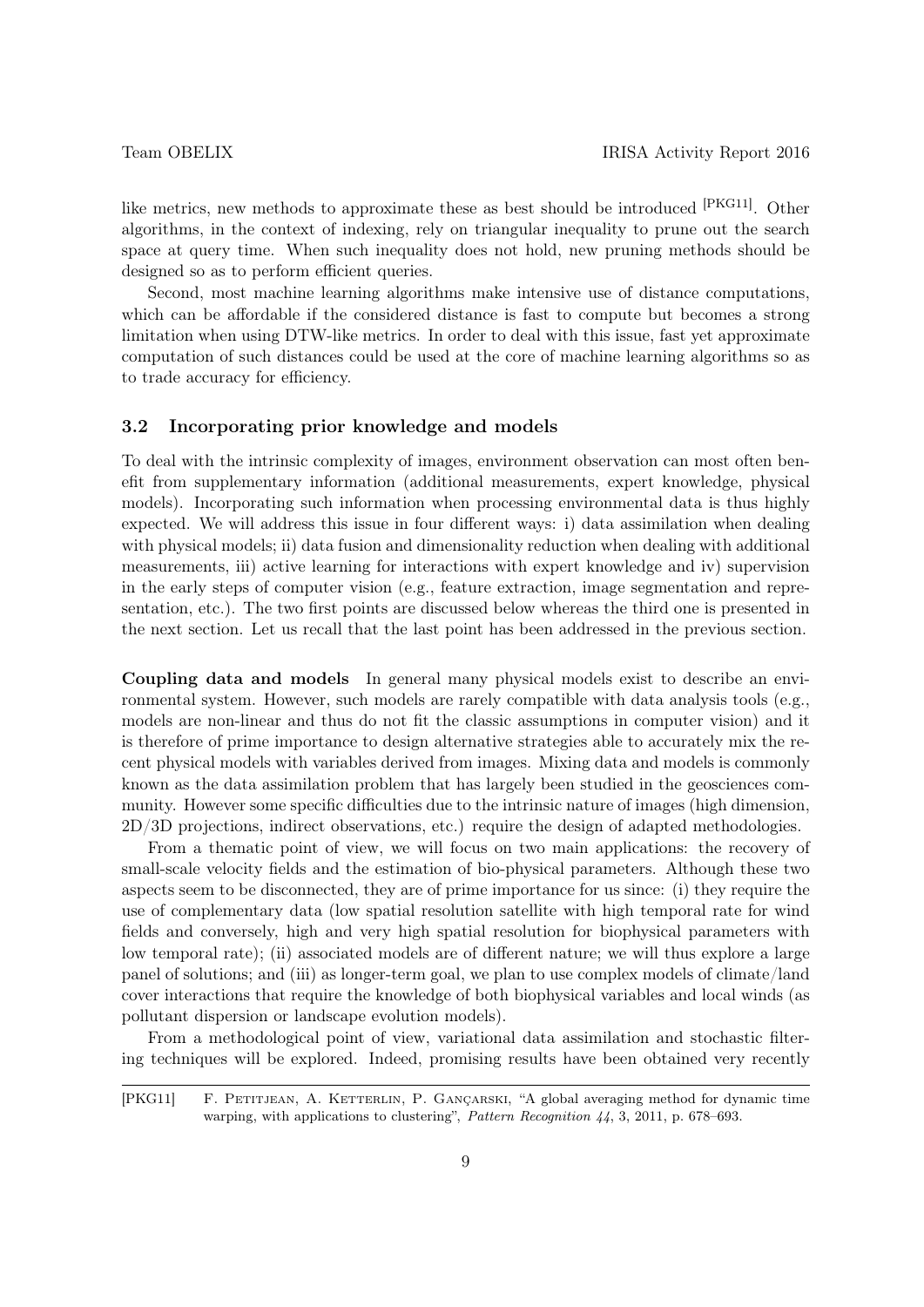like metrics, new methods to approximate these as best should be introduced [PKG11]. Other algorithms, in the context of indexing, rely on triangular inequality to prune out the search space at query time. When such inequality does not hold, new pruning methods should be designed so as to perform efficient queries.

Second, most machine learning algorithms make intensive use of distance computations, which can be affordable if the considered distance is fast to compute but becomes a strong limitation when using DTW-like metrics. In order to deal with this issue, fast yet approximate computation of such distances could be used at the core of machine learning algorithms so as to trade accuracy for efficiency.

### 3.2 Incorporating prior knowledge and models

To deal with the intrinsic complexity of images, environment observation can most often benefit from supplementary information (additional measurements, expert knowledge, physical models). Incorporating such information when processing environmental data is thus highly expected. We will address this issue in four different ways: i) data assimilation when dealing with physical models; ii) data fusion and dimensionality reduction when dealing with additional measurements, iii) active learning for interactions with expert knowledge and iv) supervision in the early steps of computer vision (e.g., feature extraction, image segmentation and representation, etc.). The two first points are discussed below whereas the third one is presented in the next section. Let us recall that the last point has been addressed in the previous section.

**Coupling data and models** In general many physical models exist to describe an environmental system. However, such models are rarely compatible with data analysis tools (e.g., models are non-linear and thus do not fit the classic assumptions in computer vision) and it is therefore of prime importance to design alternative strategies able to accurately mix the recent physical models with variables derived from images. Mixing data and models is commonly known as the data assimilation problem that has largely been studied in the geosciences community. However some specific difficulties due to the intrinsic nature of images (high dimension, 2D/3D projections, indirect observations, etc.) require the design of adapted methodologies.

From a thematic point of view, we will focus on two main applications: the recovery of small-scale velocity fields and the estimation of bio-physical parameters. Although these two aspects seem to be disconnected, they are of prime importance for us since: (i) they require the use of complementary data (low spatial resolution satellite with high temporal rate for wind fields and conversely, high and very high spatial resolution for biophysical parameters with low temporal rate); (ii) associated models are of different nature; we will thus explore a large panel of solutions; and (iii) as longer-term goal, we plan to use complex models of climate/land cover interactions that require the knowledge of both biophysical variables and local winds (as pollutant dispersion or landscape evolution models).

From a methodological point of view, variational data assimilation and stochastic filtering techniques will be explored. Indeed, promising results have been obtained very recently

[PKG11] F. Petitjean, A. Ketterlin, P. Gançarski, "A global averaging method for dynamic time warping, with applications to clustering", *Pattern Recognition 44*, 3, 2011, p. 678–693.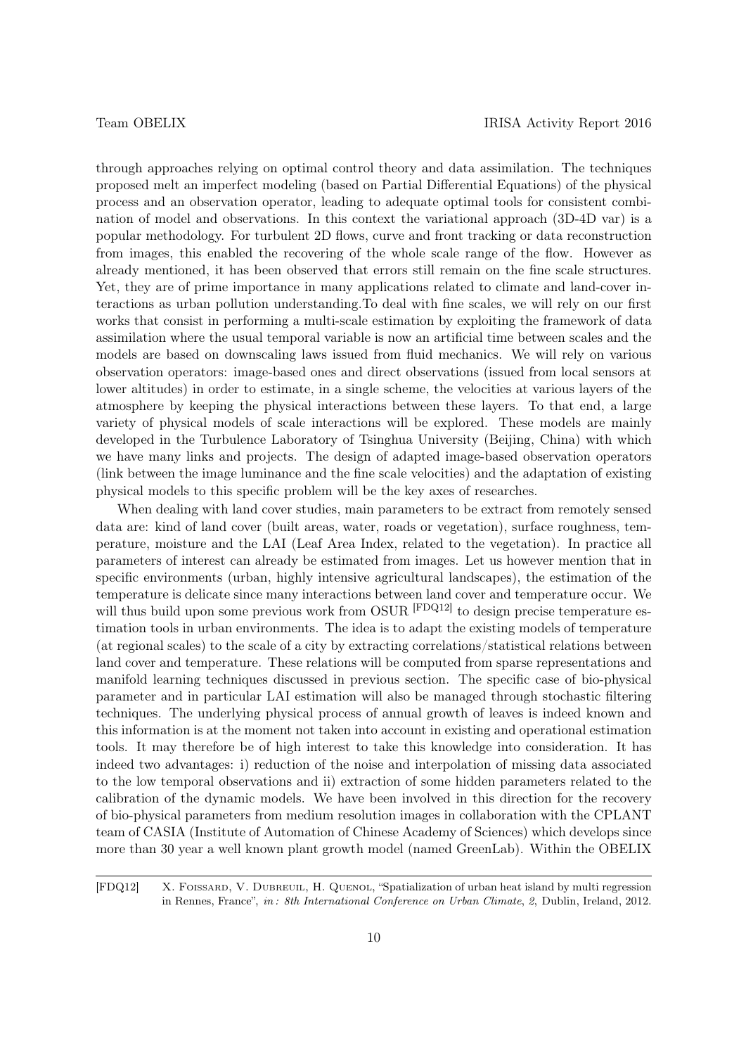through approaches relying on optimal control theory and data assimilation. The techniques proposed melt an imperfect modeling (based on Partial Differential Equations) of the physical process and an observation operator, leading to adequate optimal tools for consistent combination of model and observations. In this context the variational approach (3D-4D var) is a popular methodology. For turbulent 2D flows, curve and front tracking or data reconstruction from images, this enabled the recovering of the whole scale range of the flow. However as already mentioned, it has been observed that errors still remain on the fine scale structures. Yet, they are of prime importance in many applications related to climate and land-cover interactions as urban pollution understanding.To deal with fine scales, we will rely on our first works that consist in performing a multi-scale estimation by exploiting the framework of data assimilation where the usual temporal variable is now an artificial time between scales and the models are based on downscaling laws issued from fluid mechanics. We will rely on various observation operators: image-based ones and direct observations (issued from local sensors at lower altitudes) in order to estimate, in a single scheme, the velocities at various layers of the atmosphere by keeping the physical interactions between these layers. To that end, a large variety of physical models of scale interactions will be explored. These models are mainly developed in the Turbulence Laboratory of Tsinghua University (Beijing, China) with which we have many links and projects. The design of adapted image-based observation operators (link between the image luminance and the fine scale velocities) and the adaptation of existing physical models to this specific problem will be the key axes of researches.

When dealing with land cover studies, main parameters to be extract from remotely sensed data are: kind of land cover (built areas, water, roads or vegetation), surface roughness, temperature, moisture and the LAI (Leaf Area Index, related to the vegetation). In practice all parameters of interest can already be estimated from images. Let us however mention that in specific environments (urban, highly intensive agricultural landscapes), the estimation of the temperature is delicate since many interactions between land cover and temperature occur. We will thus build upon some previous work from OSUR [FDQ12] to design precise temperature estimation tools in urban environments. The idea is to adapt the existing models of temperature (at regional scales) to the scale of a city by extracting correlations/statistical relations between land cover and temperature. These relations will be computed from sparse representations and manifold learning techniques discussed in previous section. The specific case of bio-physical parameter and in particular LAI estimation will also be managed through stochastic filtering techniques. The underlying physical process of annual growth of leaves is indeed known and this information is at the moment not taken into account in existing and operational estimation tools. It may therefore be of high interest to take this knowledge into consideration. It has indeed two advantages: i) reduction of the noise and interpolation of missing data associated to the low temporal observations and ii) extraction of some hidden parameters related to the calibration of the dynamic models. We have been involved in this direction for the recovery of bio-physical parameters from medium resolution images in collaboration with the CPLANT team of CASIA (Institute of Automation of Chinese Academy of Sciences) which develops since more than 30 year a well known plant growth model (named GreenLab). Within the OBELIX

[FDQ12] X. Foissard, V. Dubreuil, H. Quenol, "Spatialization of urban heat island by multi regression in Rennes, France", *in: 8th International Conference on Urban Climate*, *2*, Dublin, Ireland, 2012.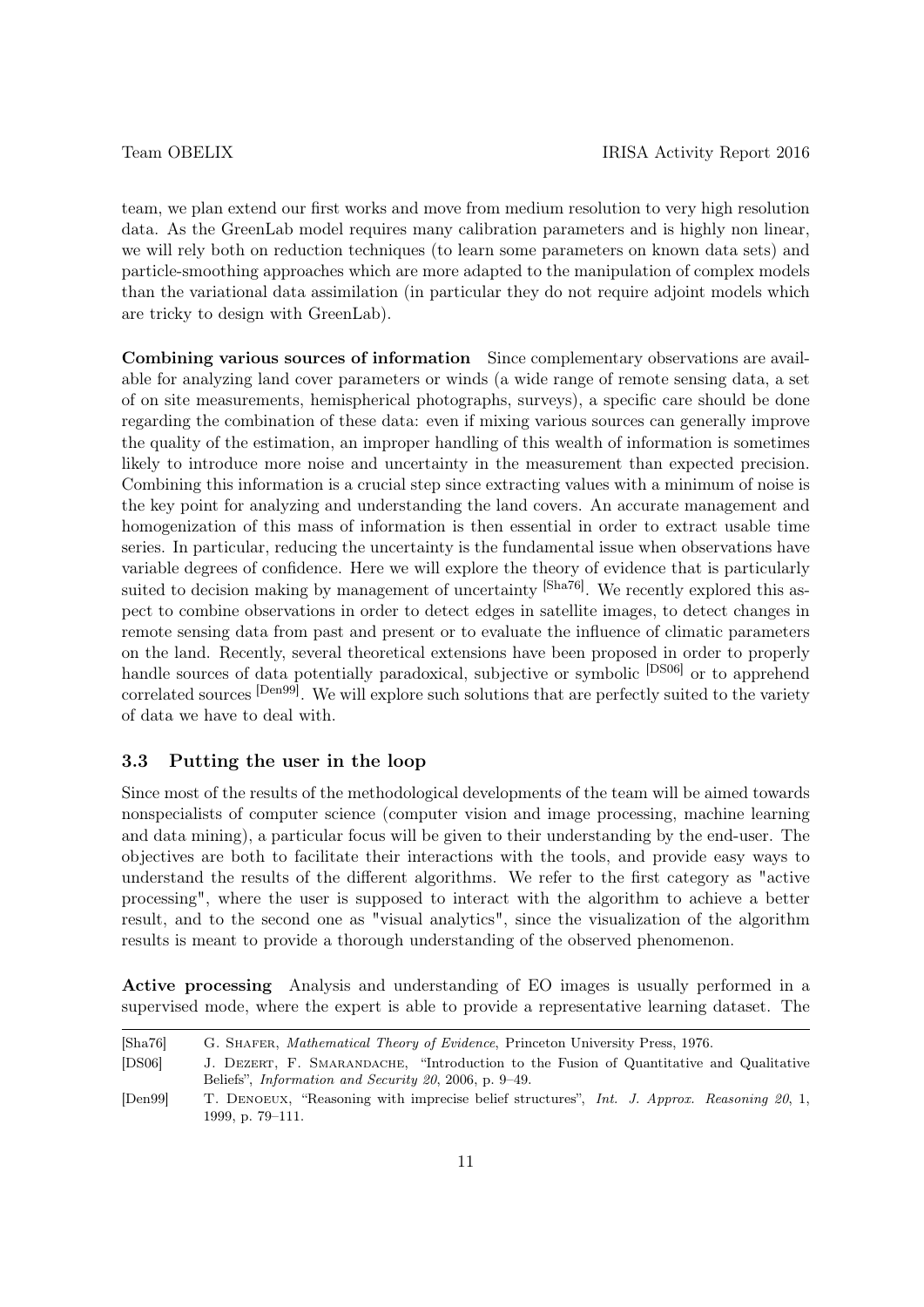team, we plan extend our first works and move from medium resolution to very high resolution data. As the GreenLab model requires many calibration parameters and is highly non linear, we will rely both on reduction techniques (to learn some parameters on known data sets) and particle-smoothing approaches which are more adapted to the manipulation of complex models than the variational data assimilation (in particular they do not require adjoint models which are tricky to design with GreenLab).

**Combining various sources of information** Since complementary observations are available for analyzing land cover parameters or winds (a wide range of remote sensing data, a set of on site measurements, hemispherical photographs, surveys), a specific care should be done regarding the combination of these data: even if mixing various sources can generally improve the quality of the estimation, an improper handling of this wealth of information is sometimes likely to introduce more noise and uncertainty in the measurement than expected precision. Combining this information is a crucial step since extracting values with a minimum of noise is the key point for analyzing and understanding the land covers. An accurate management and homogenization of this mass of information is then essential in order to extract usable time series. In particular, reducing the uncertainty is the fundamental issue when observations have variable degrees of confidence. Here we will explore the theory of evidence that is particularly suited to decision making by management of uncertainty [Sha76]. We recently explored this aspect to combine observations in order to detect edges in satellite images, to detect changes in remote sensing data from past and present or to evaluate the influence of climatic parameters on the land. Recently, several theoretical extensions have been proposed in order to properly handle sources of data potentially paradoxical, subjective or symbolic [DS06] or to apprehend correlated sources [Den99]. We will explore such solutions that are perfectly suited to the variety of data we have to deal with.

### 3.3 Putting the user in the loop

Since most of the results of the methodological developments of the team will be aimed towards nonspecialists of computer science (computer vision and image processing, machine learning and data mining), a particular focus will be given to their understanding by the end-user. The objectives are both to facilitate their interactions with the tools, and provide easy ways to understand the results of the different algorithms. We refer to the first category as "active processing", where the user is supposed to interact with the algorithm to achieve a better result, and to the second one as "visual analytics", since the visualization of the algorithm results is meant to provide a thorough understanding of the observed phenomenon.

**Active processing** Analysis and understanding of EO images is usually performed in a supervised mode, where the expert is able to provide a representative learning dataset. The

---

[Sha76] G. Shafer, *Mathematical Theory of Evidence*, Princeton University Press, 1976.

[DS06] J. Dezert, F. Smarandache, "Introduction to the Fusion of Quantitative and Qualitative Beliefs", *Information and Security 20*, 2006, p. 9–49.

[Den99] T. Denoeux, "Reasoning with imprecise belief structures", *Int. J. Approx. Reasoning 20*, 1, 1999, p. 79–111.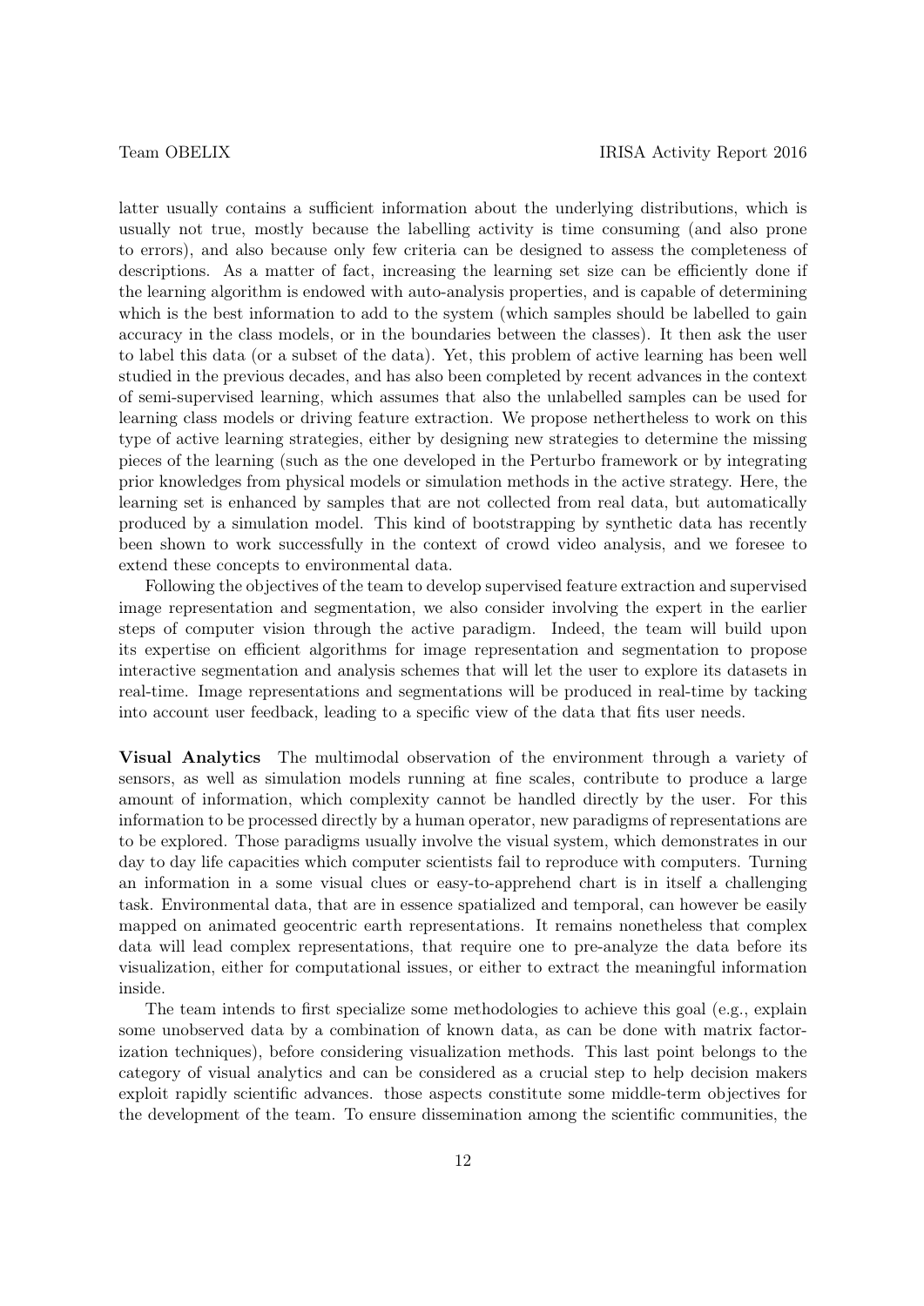latter usually contains a sufficient information about the underlying distributions, which is usually not true, mostly because the labelling activity is time consuming (and also prone to errors), and also because only few criteria can be designed to assess the completeness of descriptions. As a matter of fact, increasing the learning set size can be efficiently done if the learning algorithm is endowed with auto-analysis properties, and is capable of determining which is the best information to add to the system (which samples should be labelled to gain accuracy in the class models, or in the boundaries between the classes). It then ask the user to label this data (or a subset of the data). Yet, this problem of active learning has been well studied in the previous decades, and has also been completed by recent advances in the context of semi-supervised learning, which assumes that also the unlabelled samples can be used for learning class models or driving feature extraction. We propose nethertheless to work on this type of active learning strategies, either by designing new strategies to determine the missing pieces of the learning (such as the one developed in the Perturbo framework or by integrating prior knowledges from physical models or simulation methods in the active strategy. Here, the learning set is enhanced by samples that are not collected from real data, but automatically produced by a simulation model. This kind of bootstrapping by synthetic data has recently been shown to work successfully in the context of crowd video analysis, and we foresee to extend these concepts to environmental data.

Following the objectives of the team to develop supervised feature extraction and supervised image representation and segmentation, we also consider involving the expert in the earlier steps of computer vision through the active paradigm. Indeed, the team will build upon its expertise on efficient algorithms for image representation and segmentation to propose interactive segmentation and analysis schemes that will let the user to explore its datasets in real-time. Image representations and segmentations will be produced in real-time by tacking into account user feedback, leading to a specific view of the data that fits user needs.

**Visual Analytics** The multimodal observation of the environment through a variety of sensors, as well as simulation models running at fine scales, contribute to produce a large amount of information, which complexity cannot be handled directly by the user. For this information to be processed directly by a human operator, new paradigms of representations are to be explored. Those paradigms usually involve the visual system, which demonstrates in our day to day life capacities which computer scientists fail to reproduce with computers. Turning an information in a some visual clues or easy-to-apprehend chart is in itself a challenging task. Environmental data, that are in essence spatialized and temporal, can however be easily mapped on animated geocentric earth representations. It remains nonetheless that complex data will lead complex representations, that require one to pre-analyze the data before its visualization, either for computational issues, or either to extract the meaningful information inside.

The team intends to first specialize some methodologies to achieve this goal (e.g., explain some unobserved data by a combination of known data, as can be done with matrix factorization techniques), before considering visualization methods. This last point belongs to the category of visual analytics and can be considered as a crucial step to help decision makers exploit rapidly scientific advances. those aspects constitute some middle-term objectives for the development of the team. To ensure dissemination among the scientific communities, the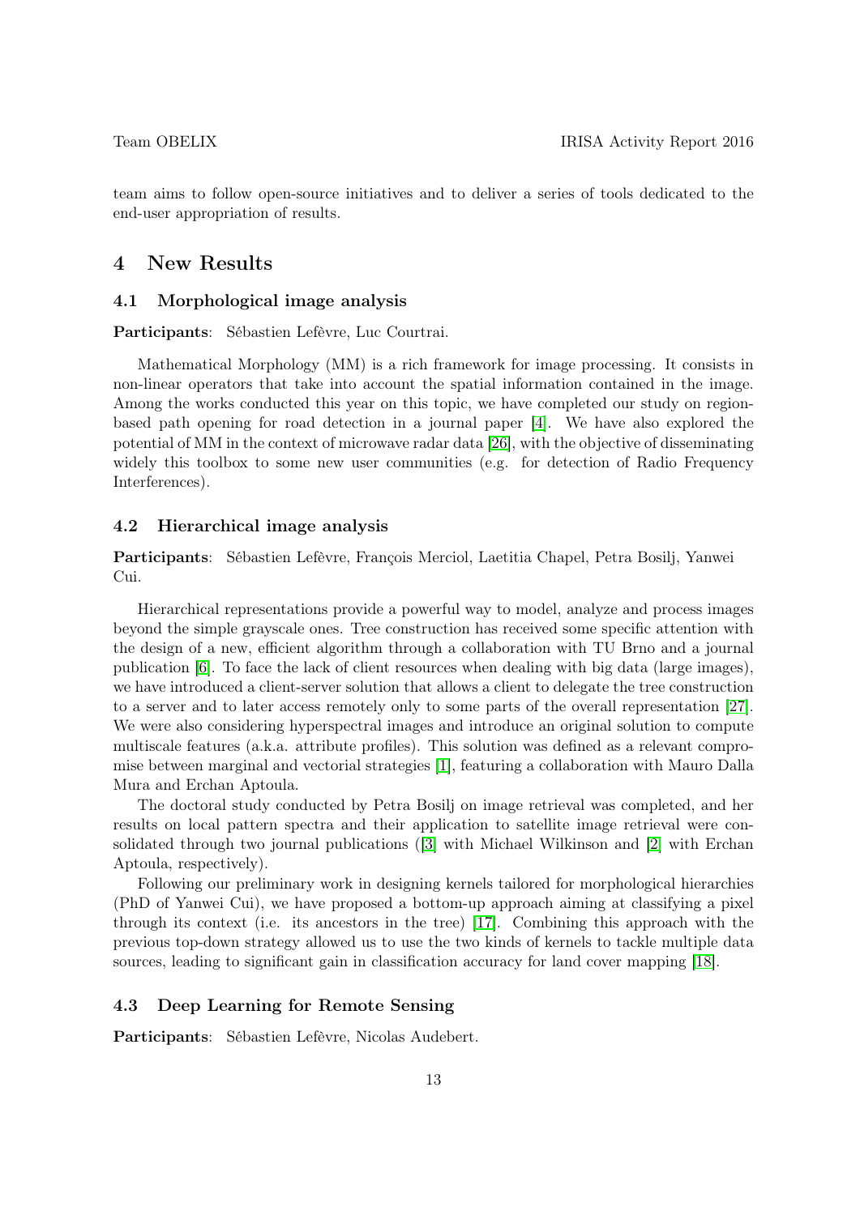team aims to follow open-source initiatives and to deliver a series of tools dedicated to the end-user appropriation of results.

# 4 New Results

## 4.1 Morphological image analysis

**Participants**: Sébastien Lefèvre, Luc Courtrai.

Mathematical Morphology (MM) is a rich framework for image processing. It consists in non-linear operators that take into account the spatial information contained in the image. Among the works conducted this year on this topic, we have completed our study on region-based path opening for road detection in a journal paper [4]. We have also explored the potential of MM in the context of microwave radar data [26], with the objective of disseminating widely this toolbox to some new user communities (e.g. for detection of Radio Frequency Interferences).

## 4.2 Hierarchical image analysis

**Participants**: Sébastien Lefèvre, François Merciol, Laetitia Chapel, Petra Bosilj, Yanwei Cui.

Hierarchical representations provide a powerful way to model, analyze and process images beyond the simple grayscale ones. Tree construction has received some specific attention with the design of a new, efficient algorithm through a collaboration with TU Brno and a journal publication [6]. To face the lack of client resources when dealing with big data (large images), we have introduced a client-server solution that allows a client to delegate the tree construction to a server and to later access remotely only to some parts of the overall representation [27]. We were also considering hyperspectral images and introduce an original solution to compute multiscale features (a.k.a. attribute profiles). This solution was defined as a relevant compromise between marginal and vectorial strategies [1], featuring a collaboration with Mauro Dalla Mura and Erchan Aptoula.

The doctoral study conducted by Petra Bosilj on image retrieval was completed, and her results on local pattern spectra and their application to satellite image retrieval were consolidated through two journal publications ([3] with Michael Wilkinson and [2] with Erchan Aptoula, respectively).

Following our preliminary work in designing kernels tailored for morphological hierarchies (PhD of Yanwei Cui), we have proposed a bottom-up approach aiming at classifying a pixel through its context (i.e. its ancestors in the tree) [17]. Combining this approach with the previous top-down strategy allowed us to use the two kinds of kernels to tackle multiple data sources, leading to significant gain in classification accuracy for land cover mapping [18].

## 4.3 Deep Learning for Remote Sensing

**Participants**: Sébastien Lefèvre, Nicolas Audebert.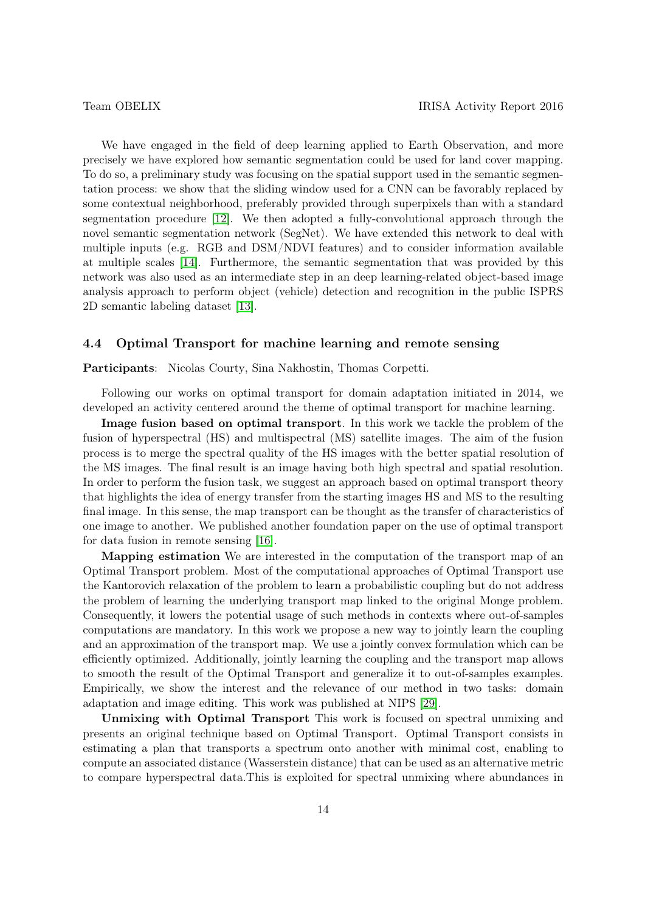We have engaged in the field of deep learning applied to Earth Observation, and more precisely we have explored how semantic segmentation could be used for land cover mapping. To do so, a preliminary study was focusing on the spatial support used in the semantic segmentation process: we show that the sliding window used for a CNN can be favorably replaced by some contextual neighborhood, preferably provided through superpixels than with a standard segmentation procedure [12]. We then adopted a fully-convolutional approach through the novel semantic segmentation network (SegNet). We have extended this network to deal with multiple inputs (e.g. RGB and DSM/NDVI features) and to consider information available at multiple scales [14]. Furthermore, the semantic segmentation that was provided by this network was also used as an intermediate step in an deep learning-related object-based image analysis approach to perform object (vehicle) detection and recognition in the public ISPRS 2D semantic labeling dataset [13].

### 4.4 Optimal Transport for machine learning and remote sensing

**Participants**: Nicolas Courty, Sina Nakhostin, Thomas Corpetti.

Following our works on optimal transport for domain adaptation initiated in 2014, we developed an activity centered around the theme of optimal transport for machine learning.

**Image fusion based on optimal transport**. In this work we tackle the problem of the fusion of hyperspectral (HS) and multispectral (MS) satellite images. The aim of the fusion process is to merge the spectral quality of the HS images with the better spatial resolution of the MS images. The final result is an image having both high spectral and spatial resolution. In order to perform the fusion task, we suggest an approach based on optimal transport theory that highlights the idea of energy transfer from the starting images HS and MS to the resulting final image. In this sense, the map transport can be thought as the transfer of characteristics of one image to another. We published another foundation paper on the use of optimal transport for data fusion in remote sensing [16].

**Mapping estimation** We are interested in the computation of the transport map of an Optimal Transport problem. Most of the computational approaches of Optimal Transport use the Kantorovich relaxation of the problem to learn a probabilistic coupling but do not address the problem of learning the underlying transport map linked to the original Monge problem. Consequently, it lowers the potential usage of such methods in contexts where out-of-samples computations are mandatory. In this work we propose a new way to jointly learn the coupling and an approximation of the transport map. We use a jointly convex formulation which can be efficiently optimized. Additionally, jointly learning the coupling and the transport map allows to smooth the result of the Optimal Transport and generalize it to out-of-samples examples. Empirically, we show the interest and the relevance of our method in two tasks: domain adaptation and image editing. This work was published at NIPS [29].

**Unmixing with Optimal Transport** This work is focused on spectral unmixing and presents an original technique based on Optimal Transport. Optimal Transport consists in estimating a plan that transports a spectrum onto another with minimal cost, enabling to compute an associated distance (Wasserstein distance) that can be used as an alternative metric to compare hyperspectral data.This is exploited for spectral unmixing where abundances in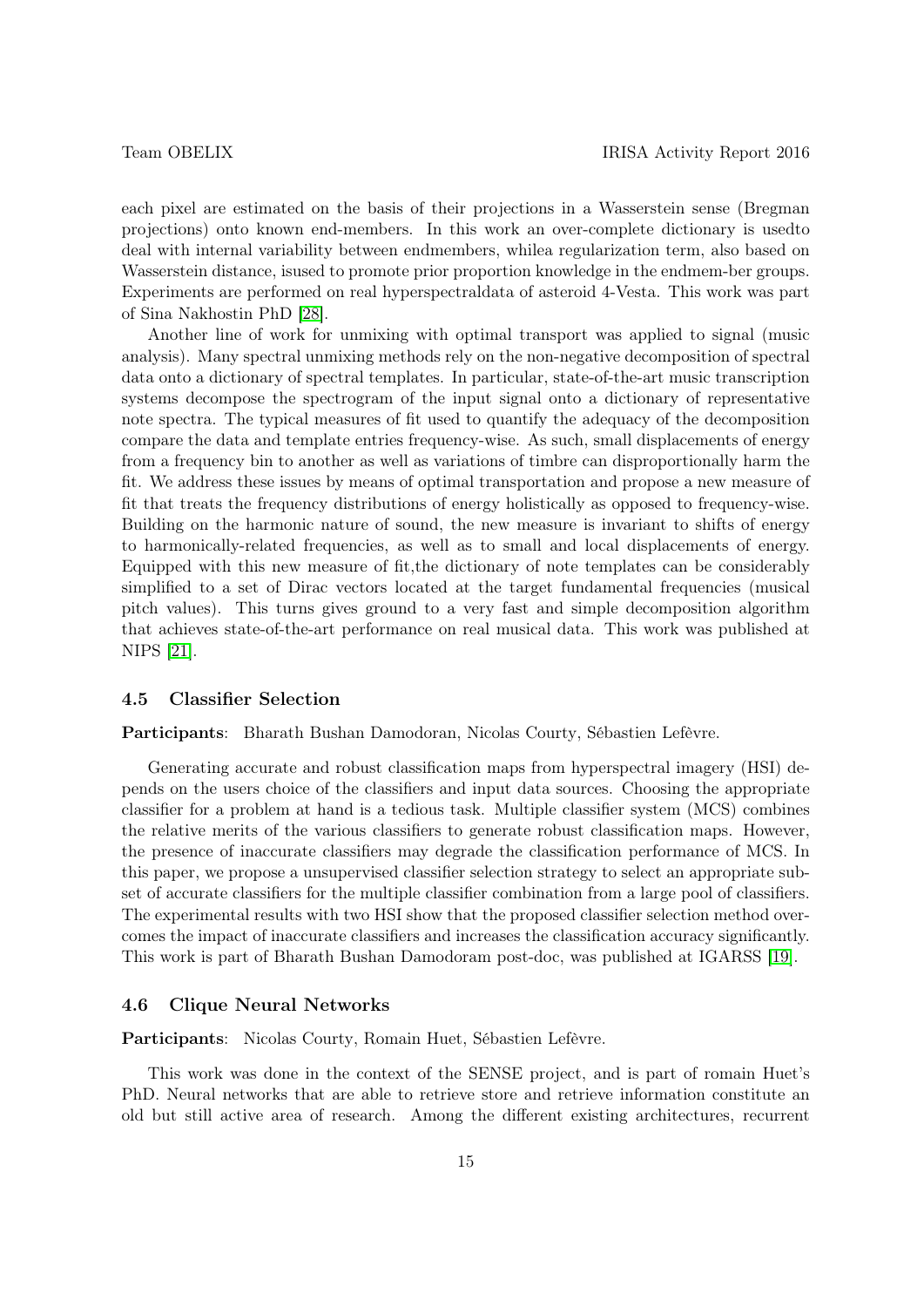each pixel are estimated on the basis of their projections in a Wasserstein sense (Bregman projections) onto known end-members. In this work an over-complete dictionary is usedto deal with internal variability between endmembers, whilea regularization term, also based on Wasserstein distance, isused to promote prior proportion knowledge in the endmem-ber groups. Experiments are performed on real hyperspectraldata of asteroid 4-Vesta. This work was part of Sina Nakhostin PhD [28].

Another line of work for unmixing with optimal transport was applied to signal (music analysis). Many spectral unmixing methods rely on the non-negative decomposition of spectral data onto a dictionary of spectral templates. In particular, state-of-the-art music transcription systems decompose the spectrogram of the input signal onto a dictionary of representative note spectra. The typical measures of fit used to quantify the adequacy of the decomposition compare the data and template entries frequency-wise. As such, small displacements of energy from a frequency bin to another as well as variations of timbre can disproportionally harm the fit. We address these issues by means of optimal transportation and propose a new measure of fit that treats the frequency distributions of energy holistically as opposed to frequency-wise. Building on the harmonic nature of sound, the new measure is invariant to shifts of energy to harmonically-related frequencies, as well as to small and local displacements of energy. Equipped with this new measure of fit,the dictionary of note templates can be considerably simplified to a set of Dirac vectors located at the target fundamental frequencies (musical pitch values). This turns gives ground to a very fast and simple decomposition algorithm that achieves state-of-the-art performance on real musical data. This work was published at NIPS [21].

### 4.5 Classifier Selection

**Participants**: Bharath Bushan Damodoran, Nicolas Courty, Sébastien Lefèvre.

Generating accurate and robust classification maps from hyperspectral imagery (HSI) depends on the users choice of the classifiers and input data sources. Choosing the appropriate classifier for a problem at hand is a tedious task. Multiple classifier system (MCS) combines the relative merits of the various classifiers to generate robust classification maps. However, the presence of inaccurate classifiers may degrade the classification performance of MCS. In this paper, we propose a unsupervised classifier selection strategy to select an appropriate subset of accurate classifiers for the multiple classifier combination from a large pool of classifiers. The experimental results with two HSI show that the proposed classifier selection method overcomes the impact of inaccurate classifiers and increases the classification accuracy significantly. This work is part of Bharath Bushan Damodoram post-doc, was published at IGARSS [19].

### 4.6 Clique Neural Networks

**Participants**: Nicolas Courty, Romain Huet, Sébastien Lefèvre.

This work was done in the context of the SENSE project, and is part of romain Huet's PhD. Neural networks that are able to retrieve store and retrieve information constitute an old but still active area of research. Among the different existing architectures, recurrent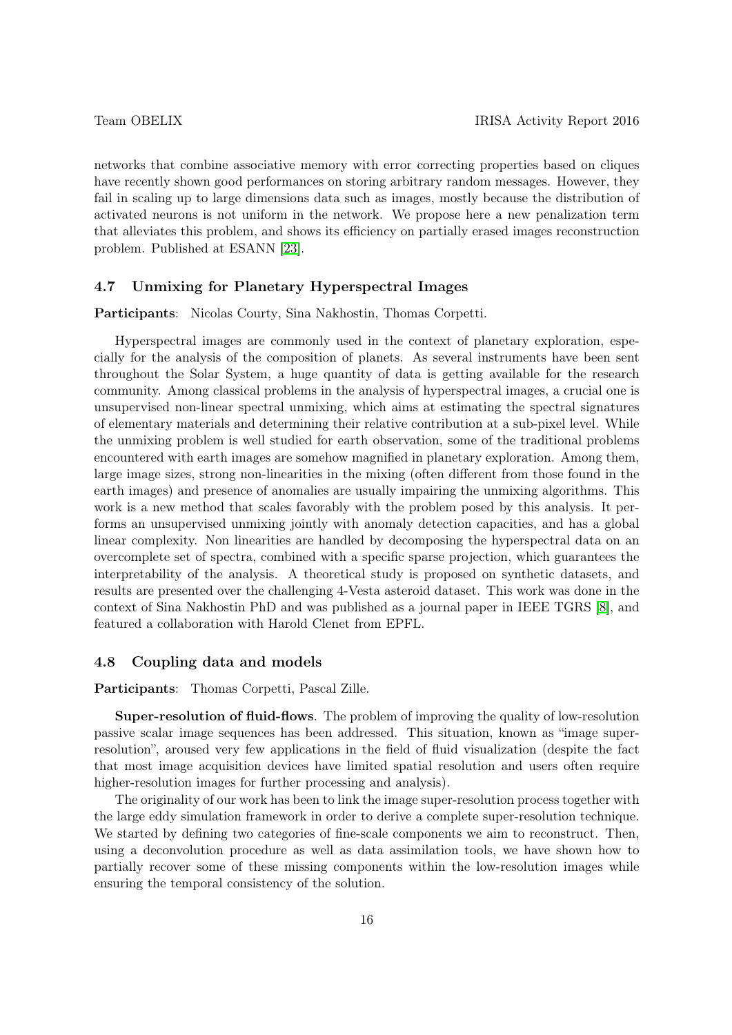networks that combine associative memory with error correcting properties based on cliques have recently shown good performances on storing arbitrary random messages. However, they fail in scaling up to large dimensions data such as images, mostly because the distribution of activated neurons is not uniform in the network. We propose here a new penalization term that alleviates this problem, and shows its efficiency on partially erased images reconstruction problem. Published at ESANN [23].

### 4.7 Unmixing for Planetary Hyperspectral Images

**Participants**: Nicolas Courty, Sina Nakhostin, Thomas Corpetti.

Hyperspectral images are commonly used in the context of planetary exploration, especially for the analysis of the composition of planets. As several instruments have been sent throughout the Solar System, a huge quantity of data is getting available for the research community. Among classical problems in the analysis of hyperspectral images, a crucial one is unsupervised non-linear spectral unmixing, which aims at estimating the spectral signatures of elementary materials and determining their relative contribution at a sub-pixel level. While the unmixing problem is well studied for earth observation, some of the traditional problems encountered with earth images are somehow magnified in planetary exploration. Among them, large image sizes, strong non-linearities in the mixing (often different from those found in the earth images) and presence of anomalies are usually impairing the unmixing algorithms. This work is a new method that scales favorably with the problem posed by this analysis. It performs an unsupervised unmixing jointly with anomaly detection capacities, and has a global linear complexity. Non linearities are handled by decomposing the hyperspectral data on an overcomplete set of spectra, combined with a specific sparse projection, which guarantees the interpretability of the analysis. A theoretical study is proposed on synthetic datasets, and results are presented over the challenging 4-Vesta asteroid dataset. This work was done in the context of Sina Nakhostin PhD and was published as a journal paper in IEEE TGRS [8], and featured a collaboration with Harold Clenet from EPFL.

### 4.8 Coupling data and models

**Participants**: Thomas Corpetti, Pascal Zille.

**Super-resolution of fluid-flows**. The problem of improving the quality of low-resolution passive scalar image sequences has been addressed. This situation, known as "image super-resolution", aroused very few applications in the field of fluid visualization (despite the fact that most image acquisition devices have limited spatial resolution and users often require higher-resolution images for further processing and analysis).

The originality of our work has been to link the image super-resolution process together with the large eddy simulation framework in order to derive a complete super-resolution technique. We started by defining two categories of fine-scale components we aim to reconstruct. Then, using a deconvolution procedure as well as data assimilation tools, we have shown how to partially recover some of these missing components within the low-resolution images while ensuring the temporal consistency of the solution.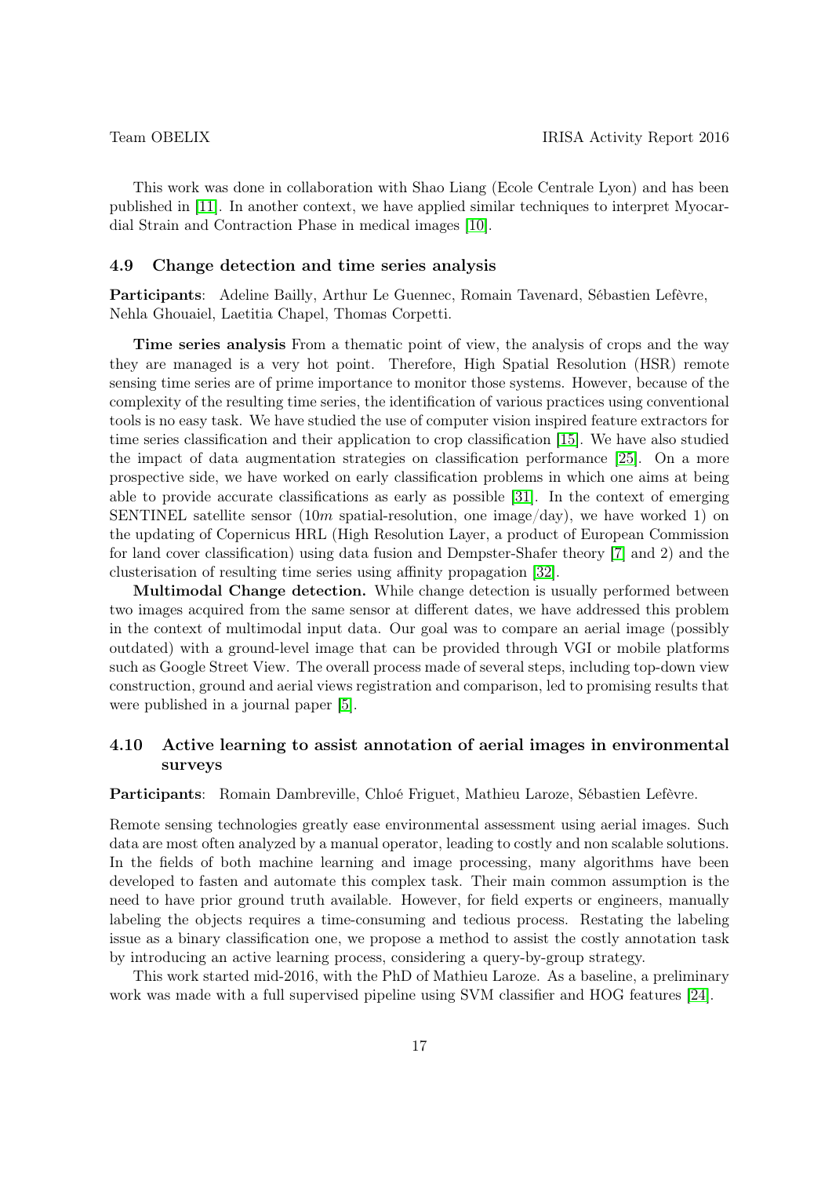This work was done in collaboration with Shao Liang (Ecole Centrale Lyon) and has been published in [11]. In another context, we have applied similar techniques to interpret Myocardial Strain and Contraction Phase in medical images [10].

### 4.9 Change detection and time series analysis

**Participants**: Adeline Bailly, Arthur Le Guennec, Romain Tavenard, Sébastien Lefèvre, Nehla Ghouaiel, Laetitia Chapel, Thomas Corpetti.

**Time series analysis** From a thematic point of view, the analysis of crops and the way they are managed is a very hot point. Therefore, High Spatial Resolution (HSR) remote sensing time series are of prime importance to monitor those systems. However, because of the complexity of the resulting time series, the identification of various practices using conventional tools is no easy task. We have studied the use of computer vision inspired feature extractors for time series classification and their application to crop classification [15]. We have also studied the impact of data augmentation strategies on classification performance [25]. On a more prospective side, we have worked on early classification problems in which one aims at being able to provide accurate classifications as early as possible [31]. In the context of emerging SENTINEL satellite sensor ($10m$ spatial-resolution, one image/day), we have worked 1) on the updating of Copernicus HRL (High Resolution Layer, a product of European Commission for land cover classification) using data fusion and Dempster-Shafer theory [7] and 2) and the clusterisation of resulting time series using affinity propagation [32].

**Multimodal Change detection.** While change detection is usually performed between two images acquired from the same sensor at different dates, we have addressed this problem in the context of multimodal input data. Our goal was to compare an aerial image (possibly outdated) with a ground-level image that can be provided through VGI or mobile platforms such as Google Street View. The overall process made of several steps, including top-down view construction, ground and aerial views registration and comparison, led to promising results that were published in a journal paper [5].

### 4.10 Active learning to assist annotation of aerial images in environmental surveys

**Participants**: Romain Dambreville, Chloé Friguet, Mathieu Laroze, Sébastien Lefèvre.

Remote sensing technologies greatly ease environmental assessment using aerial images. Such data are most often analyzed by a manual operator, leading to costly and non scalable solutions. In the fields of both machine learning and image processing, many algorithms have been developed to fasten and automate this complex task. Their main common assumption is the need to have prior ground truth available. However, for field experts or engineers, manually labeling the objects requires a time-consuming and tedious process. Restating the labeling issue as a binary classification one, we propose a method to assist the costly annotation task by introducing an active learning process, considering a query-by-group strategy.

This work started mid-2016, with the PhD of Mathieu Laroze. As a baseline, a preliminary work was made with a full supervised pipeline using SVM classifier and HOG features [24].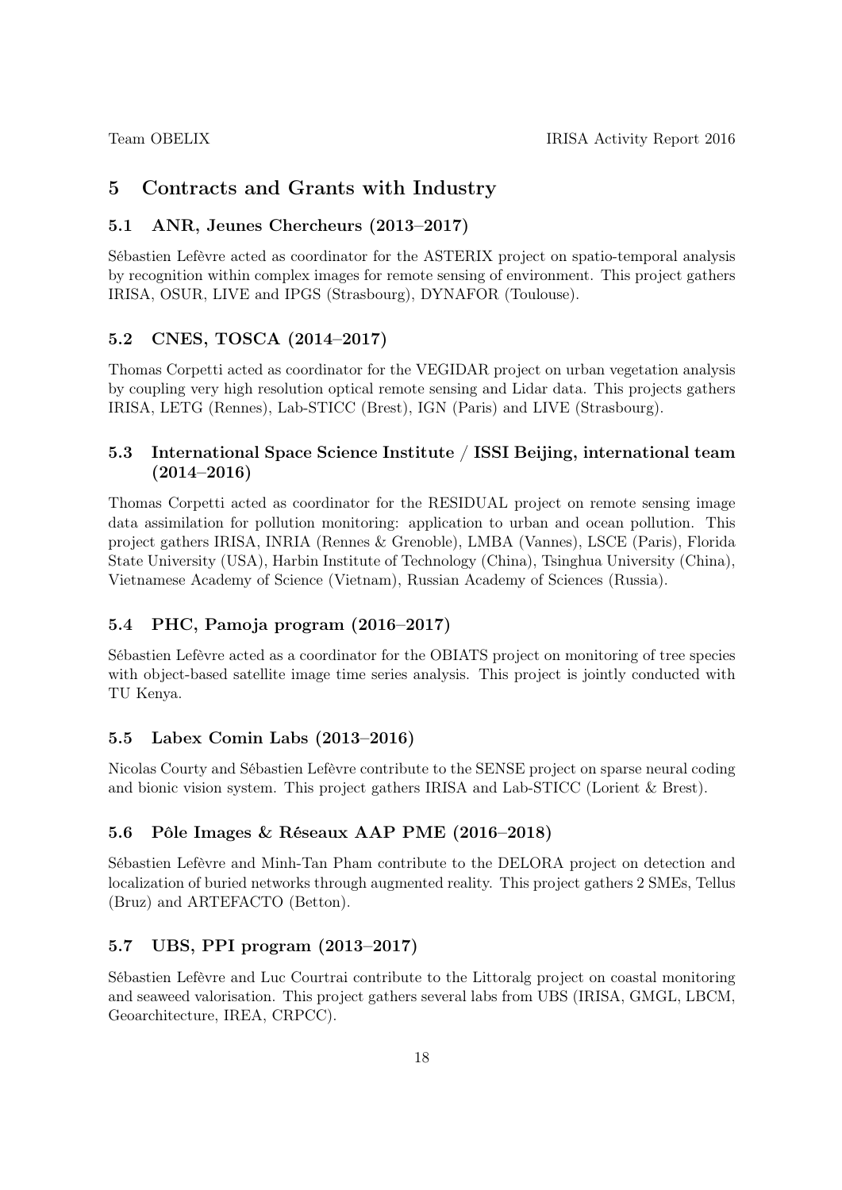# 5 Contracts and Grants with Industry

## 5.1 ANR, Jeunes Chercheurs (2013–2017)

Sébastien Lefèvre acted as coordinator for the ASTERIX project on spatio-temporal analysis by recognition within complex images for remote sensing of environment. This project gathers IRISA, OSUR, LIVE and IPGS (Strasbourg), DYNAFOR (Toulouse).

## 5.2 CNES, TOSCA (2014–2017)

Thomas Corpetti acted as coordinator for the VEGIDAR project on urban vegetation analysis by coupling very high resolution optical remote sensing and Lidar data. This projects gathers IRISA, LETG (Rennes), Lab-STICC (Brest), IGN (Paris) and LIVE (Strasbourg).

## 5.3 International Space Science Institute / ISSI Beijing, international team (2014–2016)

Thomas Corpetti acted as coordinator for the RESIDUAL project on remote sensing image data assimilation for pollution monitoring: application to urban and ocean pollution. This project gathers IRISA, INRIA (Rennes & Grenoble), LMBA (Vannes), LSCE (Paris), Florida State University (USA), Harbin Institute of Technology (China), Tsinghua University (China), Vietnamese Academy of Science (Vietnam), Russian Academy of Sciences (Russia).

## 5.4 PHC, Pamoja program (2016–2017)

Sébastien Lefèvre acted as a coordinator for the OBIATS project on monitoring of tree species with object-based satellite image time series analysis. This project is jointly conducted with TU Kenya.

## 5.5 Labex Comin Labs (2013–2016)

Nicolas Courty and Sébastien Lefèvre contribute to the SENSE project on sparse neural coding and bionic vision system. This project gathers IRISA and Lab-STICC (Lorient & Brest).

## 5.6 Pôle Images & Réseaux AAP PME (2016–2018)

Sébastien Lefèvre and Minh-Tan Pham contribute to the DELORA project on detection and localization of buried networks through augmented reality. This project gathers 2 SMEs, Tellus (Bruz) and ARTEFACTO (Betton).

## 5.7 UBS, PPI program (2013–2017)

Sébastien Lefèvre and Luc Courtrai contribute to the Littoralg project on coastal monitoring and seaweed valorisation. This project gathers several labs from UBS (IRISA, GMGL, LBCM, Geoarchitecture, IREA, CRPCC).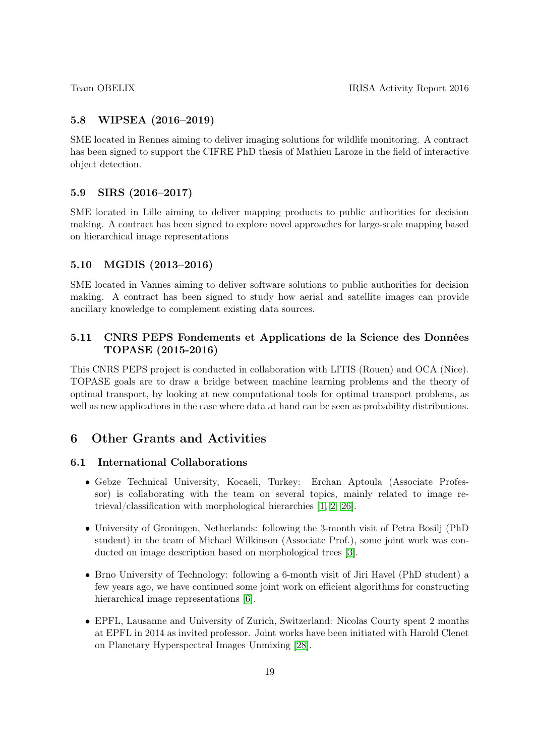### 5.8 WIPSEA (2016–2019)

SME located in Rennes aiming to deliver imaging solutions for wildlife monitoring. A contract has been signed to support the CIFRE PhD thesis of Mathieu Laroze in the field of interactive object detection.

### 5.9 SIRS (2016–2017)

SME located in Lille aiming to deliver mapping products to public authorities for decision making. A contract has been signed to explore novel approaches for large-scale mapping based on hierarchical image representations

### 5.10 MGDIS (2013–2016)

SME located in Vannes aiming to deliver software solutions to public authorities for decision making. A contract has been signed to study how aerial and satellite images can provide ancillary knowledge to complement existing data sources.

### 5.11 CNRS PEPS Fondements et Applications de la Science des Données TOPASE (2015-2016)

This CNRS PEPS project is conducted in collaboration with LITIS (Rouen) and OCA (Nice). TOPASE goals are to draw a bridge between machine learning problems and the theory of optimal transport, by looking at new computational tools for optimal transport problems, as well as new applications in the case where data at hand can be seen as probability distributions.

## 6 Other Grants and Activities

### 6.1 International Collaborations

- Gebze Technical University, Kocaeli, Turkey: Erchan Aptoula (Associate Professor) is collaborating with the team on several topics, mainly related to image retrieval/classification with morphological hierarchies [1, 2, 26].
- University of Groningen, Netherlands: following the 3-month visit of Petra Bosilj (PhD student) in the team of Michael Wilkinson (Associate Prof.), some joint work was conducted on image description based on morphological trees [3].
- Brno University of Technology: following a 6-month visit of Jiri Havel (PhD student) a few years ago, we have continued some joint work on efficient algorithms for constructing hierarchical image representations [6].
- EPFL, Lausanne and University of Zurich, Switzerland: Nicolas Courty spent 2 months at EPFL in 2014 as invited professor. Joint works have been initiated with Harold Clenet on Planetary Hyperspectral Images Unmixing [28].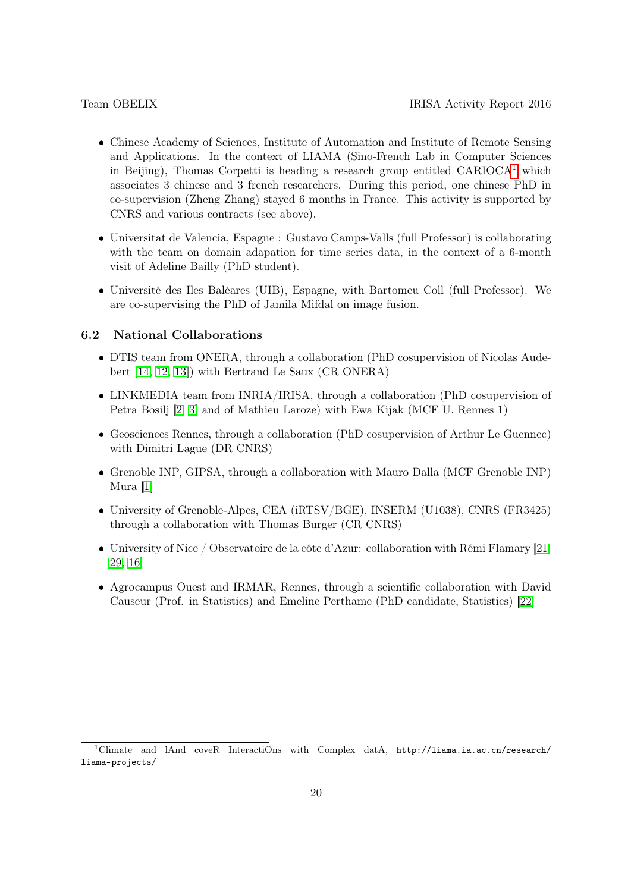- Chinese Academy of Sciences, Institute of Automation and Institute of Remote Sensing and Applications. In the context of LIAMA (Sino-French Lab in Computer Sciences in Beijing), Thomas Corpetti is heading a research group entitled CARIOCA[1] which associates 3 chinese and 3 french researchers. During this period, one chinese PhD in co-supervision (Zheng Zhang) stayed 6 months in France. This activity is supported by CNRS and various contracts (see above).

- Universitat de Valencia, Espagne : Gustavo Camps-Valls (full Professor) is collaborating with the team on domain adapation for time series data, in the context of a 6-month visit of Adeline Bailly (PhD student).

- Université des Iles Baléares (UIB), Espagne, with Bartomeu Coll (full Professor). We are co-supervising the PhD of Jamila Mifdal on image fusion.

### 6.2 National Collaborations

- DTIS team from ONERA, through a collaboration (PhD cosupervision of Nicolas Audebert [14, 12, 13]) with Bertrand Le Saux (CR ONERA)

- LINKMEDIA team from INRIA/IRISA, through a collaboration (PhD cosupervision of Petra Bosilj [2, 3] and of Mathieu Laroze) with Ewa Kijak (MCF U. Rennes 1)

- Geosciences Rennes, through a collaboration (PhD cosupervision of Arthur Le Guennec) with Dimitri Lague (DR CNRS)

- Grenoble INP, GIPSA, through a collaboration with Mauro Dalla (MCF Grenoble INP) Mura [1]

- University of Grenoble-Alpes, CEA (iRTSV/BGE), INSERM (U1038), CNRS (FR3425) through a collaboration with Thomas Burger (CR CNRS)

- University of Nice / Observatoire de la côte d'Azur: collaboration with Rémi Flamary [21, 29, 16]

- Agrocampus Ouest and IRMAR, Rennes, through a scientific collaboration with David Causeur (Prof. in Statistics) and Emeline Perthame (PhD candidate, Statistics) [22]

---

[1] Climate and lAnd coveR InteractiOns with Complex datA, http://liama.ia.ac.cn/research/liama-projects/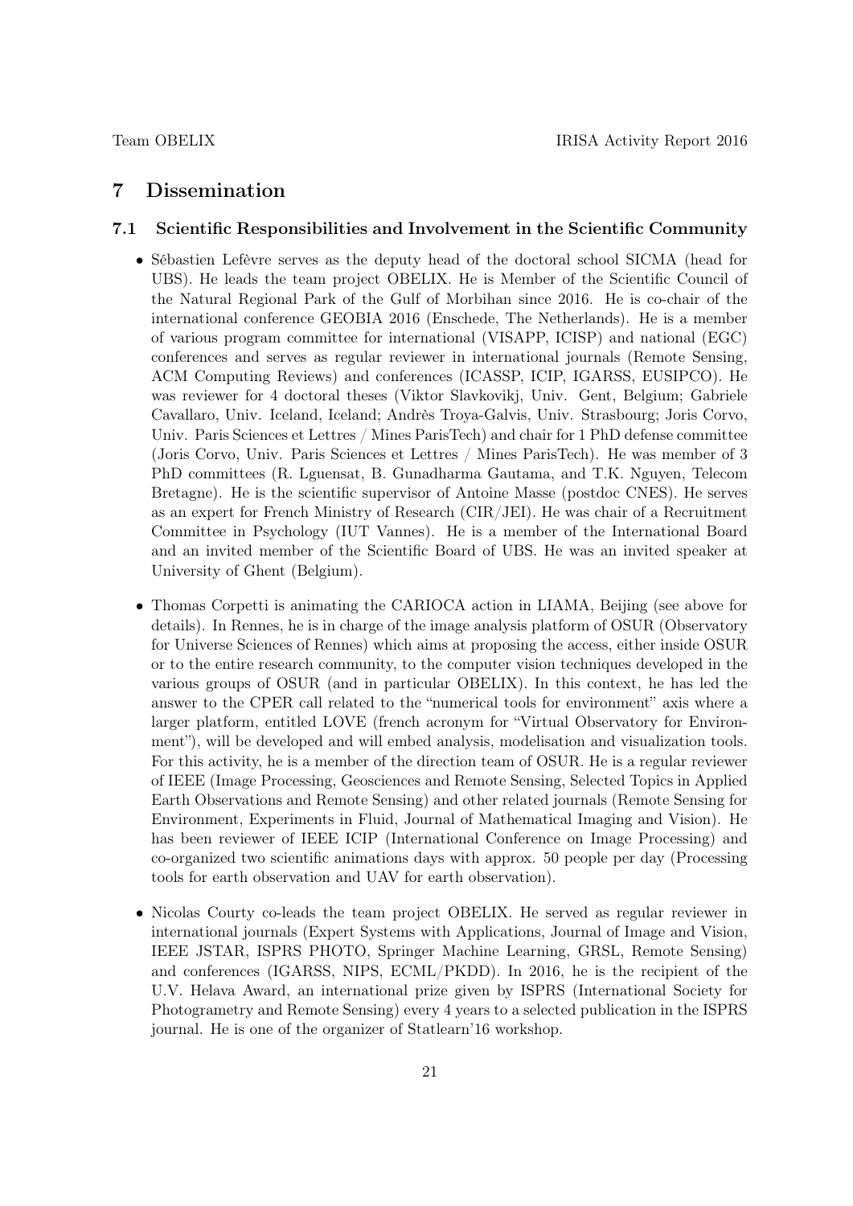# 7 Dissemination

## 7.1 Scientific Responsibilities and Involvement in the Scientific Community

- Sébastien Lefèvre serves as the deputy head of the doctoral school SICMA (head for UBS). He leads the team project OBELIX. He is Member of the Scientific Council of the Natural Regional Park of the Gulf of Morbihan since 2016. He is co-chair of the international conference GEOBIA 2016 (Enschede, The Netherlands). He is a member of various program committee for international (VISAPP, ICISP) and national (EGC) conferences and serves as regular reviewer in international journals (Remote Sensing, ACM Computing Reviews) and conferences (ICASSP, ICIP, IGARSS, EUSIPCO). He was reviewer for 4 doctoral theses (Viktor Slavkovikj, Univ. Gent, Belgium; Gabriele Cavallaro, Univ. Iceland, Iceland; Andrès Troya-Galvis, Univ. Strasbourg; Joris Corvo, Univ. Paris Sciences et Lettres / Mines ParisTech) and chair for 1 PhD defense committee (Joris Corvo, Univ. Paris Sciences et Lettres / Mines ParisTech). He was member of 3 PhD committees (R. Lguensat, B. Gunadharma Gautama, and T.K. Nguyen, Telecom Bretagne). He is the scientific supervisor of Antoine Masse (postdoc CNES). He serves as an expert for French Ministry of Research (CIR/JEI). He was chair of a Recruitment Committee in Psychology (IUT Vannes). He is a member of the International Board and an invited member of the Scientific Board of UBS. He was an invited speaker at University of Ghent (Belgium).

- Thomas Corpetti is animating the CARIOCA action in LIAMA, Beijing (see above for details). In Rennes, he is in charge of the image analysis platform of OSUR (Observatory for Universe Sciences of Rennes) which aims at proposing the access, either inside OSUR or to the entire research community, to the computer vision techniques developed in the various groups of OSUR (and in particular OBELIX). In this context, he has led the answer to the CPER call related to the "numerical tools for environment" axis where a larger platform, entitled LOVE (french acronym for "Virtual Observatory for Environment"), will be developed and will embed analysis, modelisation and visualization tools. For this activity, he is a member of the direction team of OSUR. He is a regular reviewer of IEEE (Image Processing, Geosciences and Remote Sensing, Selected Topics in Applied Earth Observations and Remote Sensing) and other related journals (Remote Sensing for Environment, Experiments in Fluid, Journal of Mathematical Imaging and Vision). He has been reviewer of IEEE ICIP (International Conference on Image Processing) and co-organized two scientific animations days with approx. 50 people per day (Processing tools for earth observation and UAV for earth observation).

- Nicolas Courty co-leads the team project OBELIX. He served as regular reviewer in international journals (Expert Systems with Applications, Journal of Image and Vision, IEEE JSTAR, ISPRS PHOTO, Springer Machine Learning, GRSL, Remote Sensing) and conferences (IGARSS, NIPS, ECML/PKDD). In 2016, he is the recipient of the U.V. Helava Award, an international prize given by ISPRS (International Society for Photogrametry and Remote Sensing) every 4 years to a selected publication in the ISPRS journal. He is one of the organizer of Statlearn'16 workshop.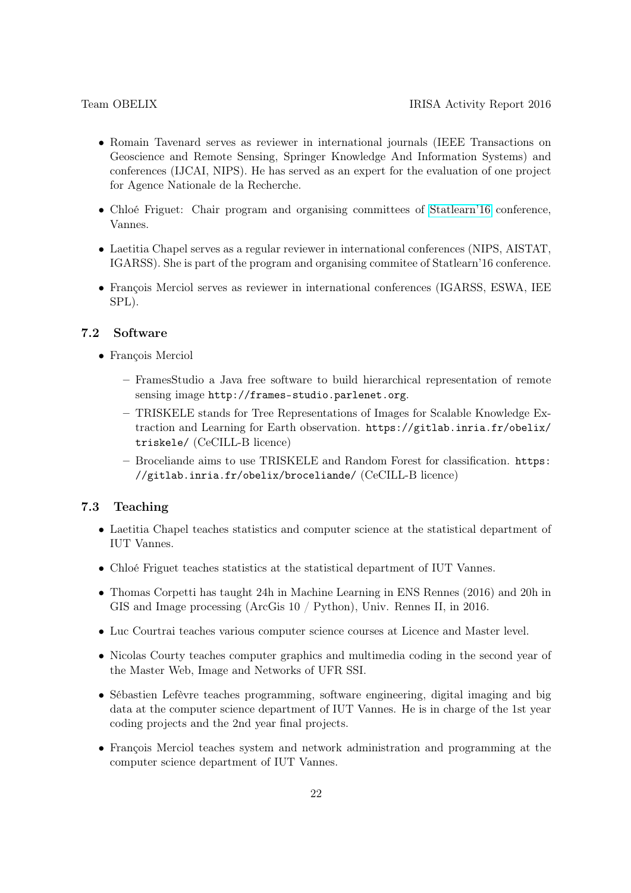- Romain Tavenard serves as reviewer in international journals (IEEE Transactions on Geoscience and Remote Sensing, Springer Knowledge And Information Systems) and conferences (IJCAI, NIPS). He has served as an expert for the evaluation of one project for Agence Nationale de la Recherche.
- Chloé Friguet: Chair program and organising committees of Statlearn'16 conference, Vannes.
- Laetitia Chapel serves as a regular reviewer in international conferences (NIPS, AISTAT, IGARSS). She is part of the program and organising commitee of Statlearn'16 conference.
- François Merciol serves as reviewer in international conferences (IGARSS, ESWA, IEE SPL).

### 7.2 Software

- François Merciol
  - FramesStudio a Java free software to build hierarchical representation of remote sensing image `http://frames-studio.parlenet.org`.
  - TRISKELE stands for Tree Representations of Images for Scalable Knowledge Extraction and Learning for Earth observation. `https://gitlab.inria.fr/obelix/triskele/` (CeCILL-B licence)
  - Broceliande aims to use TRISKELE and Random Forest for classification. `https://gitlab.inria.fr/obelix/broceliande/` (CeCILL-B licence)

### 7.3 Teaching

- Laetitia Chapel teaches statistics and computer science at the statistical department of IUT Vannes.
- Chloé Friguet teaches statistics at the statistical department of IUT Vannes.
- Thomas Corpetti has taught 24h in Machine Learning in ENS Rennes (2016) and 20h in GIS and Image processing (ArcGis 10 / Python), Univ. Rennes II, in 2016.
- Luc Courtrai teaches various computer science courses at Licence and Master level.
- Nicolas Courty teaches computer graphics and multimedia coding in the second year of the Master Web, Image and Networks of UFR SSI.
- Sébastien Lefèvre teaches programming, software engineering, digital imaging and big data at the computer science department of IUT Vannes. He is in charge of the 1st year coding projects and the 2nd year final projects.
- François Merciol teaches system and network administration and programming at the computer science department of IUT Vannes.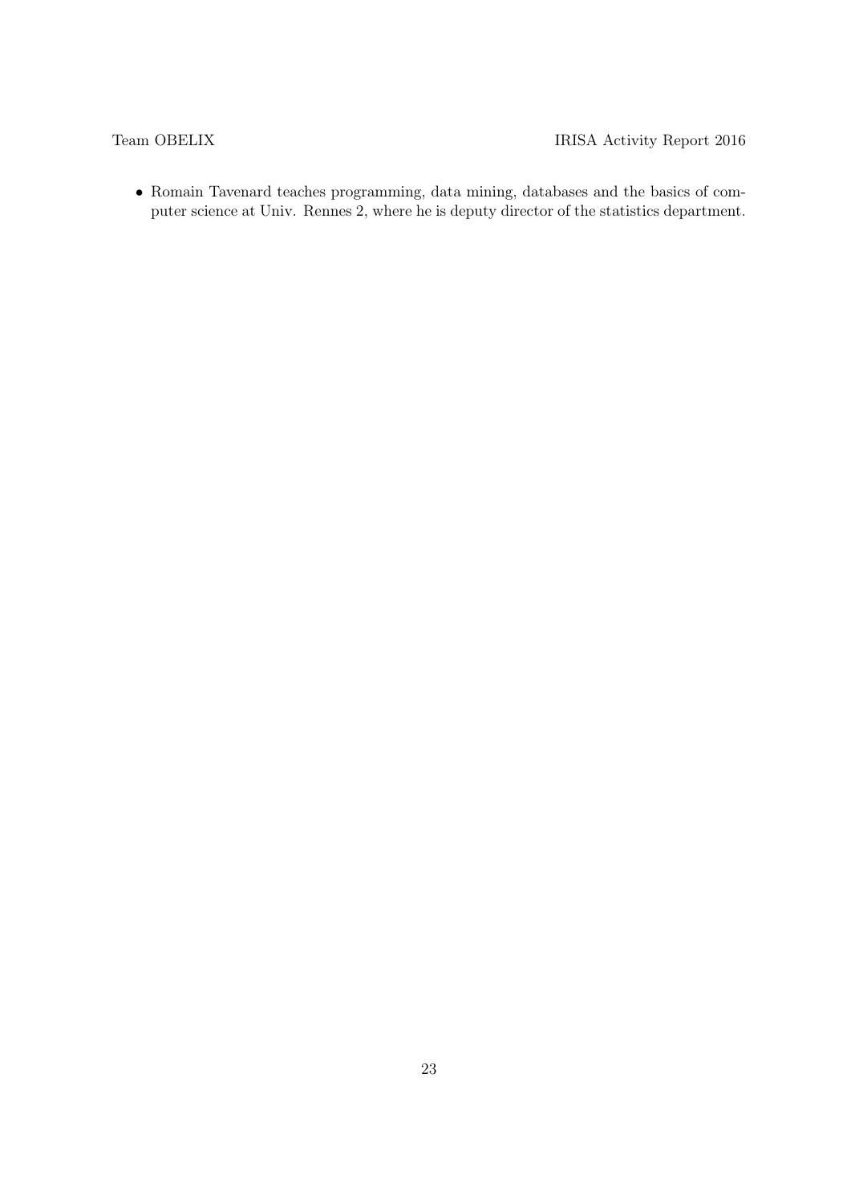- Romain Tavenard teaches programming, data mining, databases and the basics of computer science at Univ. Rennes 2, where he is deputy director of the statistics department.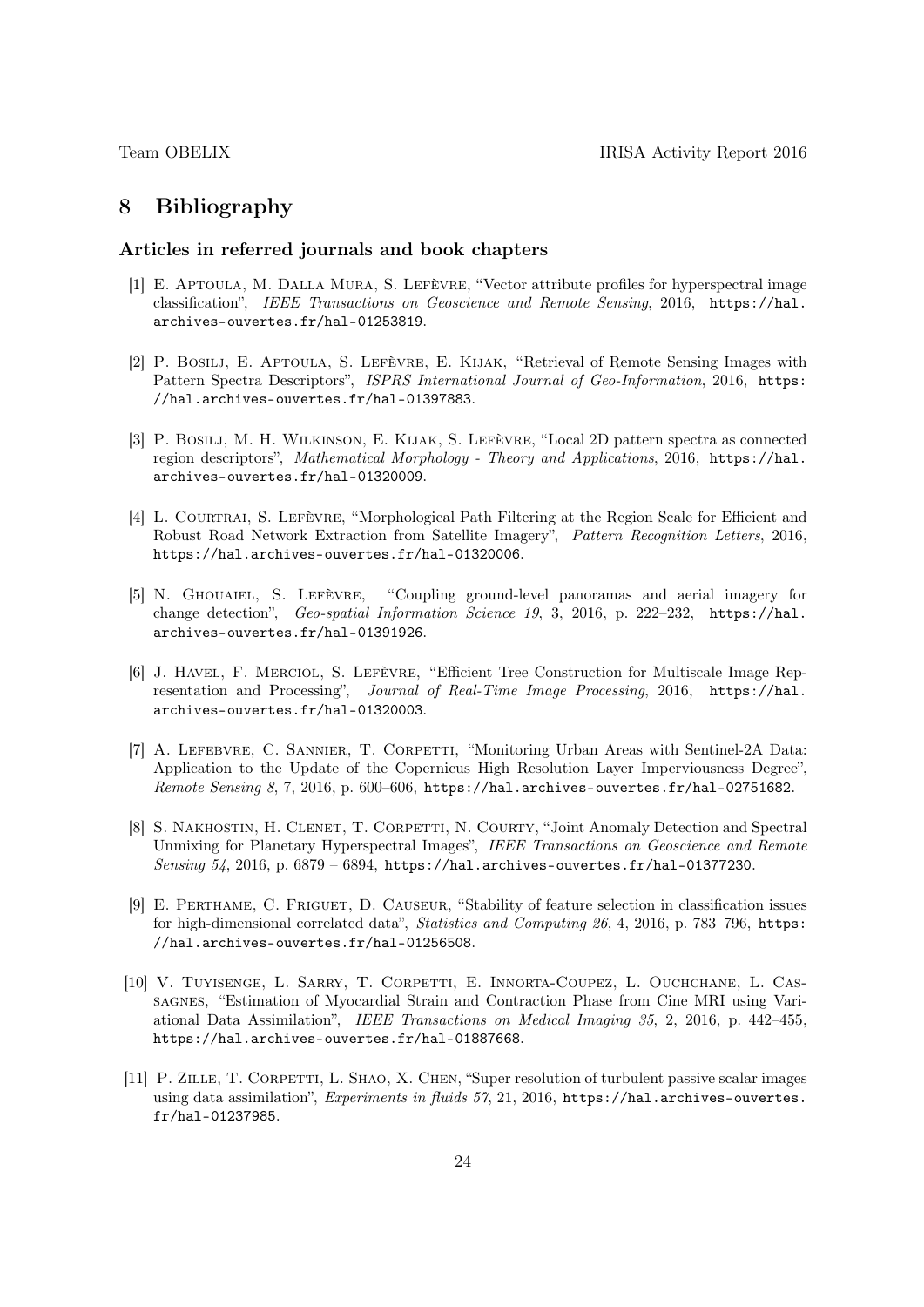# 8 Bibliography

## Articles in referred journals and book chapters

[1] E. Aptoula, M. Dalla Mura, S. Lefèvre, "Vector attribute profiles for hyperspectral image classification", *IEEE Transactions on Geoscience and Remote Sensing*, 2016, https://hal.archives-ouvertes.fr/hal-01253819.

[2] P. Bosilj, E. Aptoula, S. Lefèvre, E. Kijak, "Retrieval of Remote Sensing Images with Pattern Spectra Descriptors", *ISPRS International Journal of Geo-Information*, 2016, https://hal.archives-ouvertes.fr/hal-01397883.

[3] P. Bosilj, M. H. Wilkinson, E. Kijak, S. Lefèvre, "Local 2D pattern spectra as connected region descriptors", *Mathematical Morphology - Theory and Applications*, 2016, https://hal.archives-ouvertes.fr/hal-01320009.

[4] L. Courtrai, S. Lefèvre, "Morphological Path Filtering at the Region Scale for Efficient and Robust Road Network Extraction from Satellite Imagery", *Pattern Recognition Letters*, 2016, https://hal.archives-ouvertes.fr/hal-01320006.

[5] N. Ghouaiel, S. Lefèvre, "Coupling ground-level panoramas and aerial imagery for change detection", *Geo-spatial Information Science 19*, 3, 2016, p. 222–232, https://hal.archives-ouvertes.fr/hal-01391926.

[6] J. Havel, F. Merciol, S. Lefèvre, "Efficient Tree Construction for Multiscale Image Representation and Processing", *Journal of Real-Time Image Processing*, 2016, https://hal.archives-ouvertes.fr/hal-01320003.

[7] A. Lefebvre, C. Sannier, T. Corpetti, "Monitoring Urban Areas with Sentinel-2A Data: Application to the Update of the Copernicus High Resolution Layer Imperviousness Degree", *Remote Sensing 8*, 7, 2016, p. 600–606, https://hal.archives-ouvertes.fr/hal-02751682.

[8] S. Nakhostin, H. Clenet, T. Corpetti, N. Courty, "Joint Anomaly Detection and Spectral Unmixing for Planetary Hyperspectral Images", *IEEE Transactions on Geoscience and Remote Sensing 54*, 2016, p. 6879 – 6894, https://hal.archives-ouvertes.fr/hal-01377230.

[9] E. Perthame, C. Friguet, D. Causeur, "Stability of feature selection in classification issues for high-dimensional correlated data", *Statistics and Computing 26*, 4, 2016, p. 783–796, https://hal.archives-ouvertes.fr/hal-01256508.

[10] V. Tuyisenge, L. Sarry, T. Corpetti, E. Innorta-Coupez, L. Ouchchane, L. Cassagnes, "Estimation of Myocardial Strain and Contraction Phase from Cine MRI using Variational Data Assimilation", *IEEE Transactions on Medical Imaging 35*, 2, 2016, p. 442–455, https://hal.archives-ouvertes.fr/hal-01887668.

[11] P. Zille, T. Corpetti, L. Shao, X. Chen, "Super resolution of turbulent passive scalar images using data assimilation", *Experiments in fluids 57*, 21, 2016, https://hal.archives-ouvertes.fr/hal-01237985.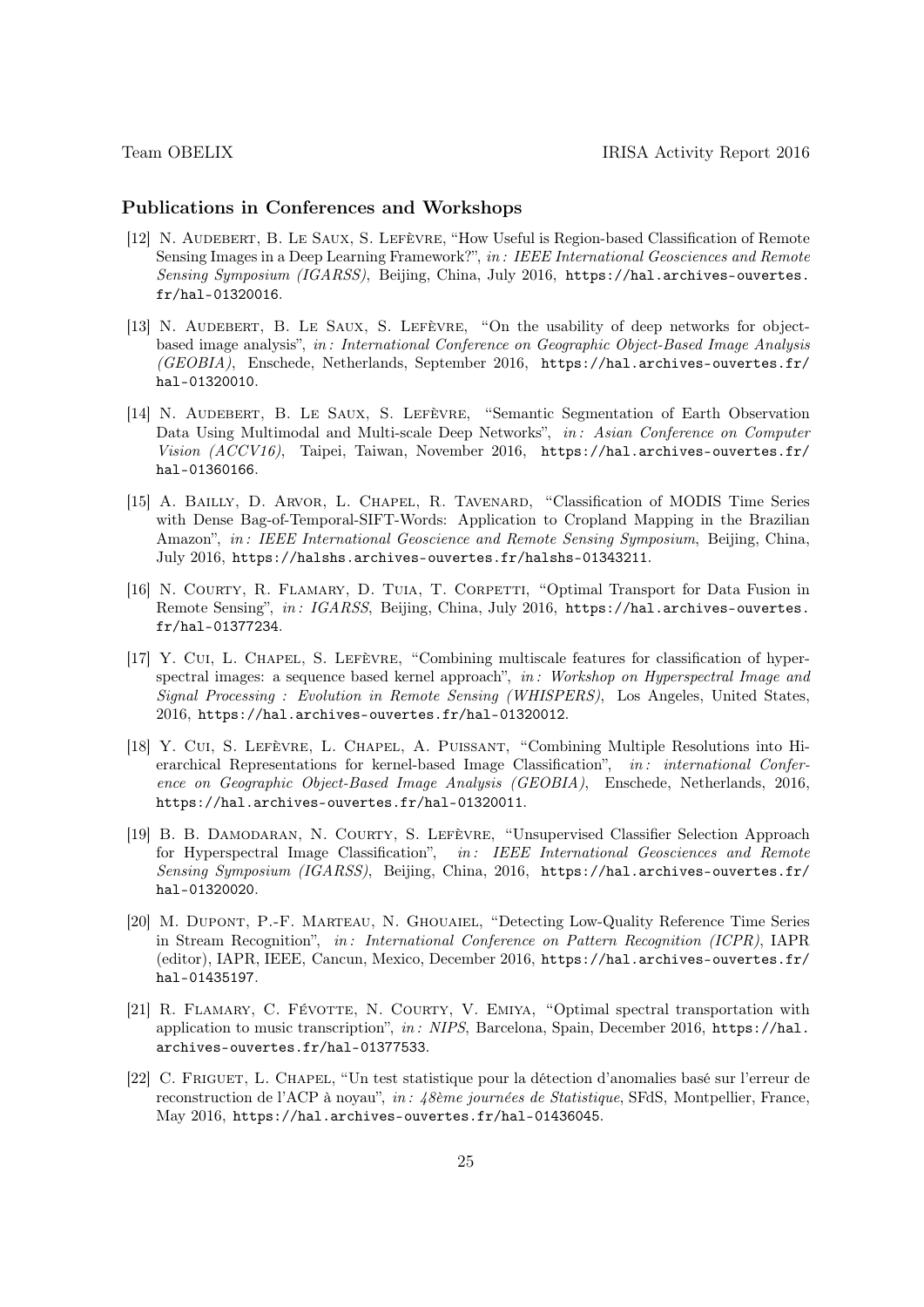### Publications in Conferences and Workshops

[12] N. Audebert, B. Le Saux, S. Lefèvre, "How Useful is Region-based Classification of Remote Sensing Images in a Deep Learning Framework?", *in : IEEE International Geosciences and Remote Sensing Symposium (IGARSS)*, Beijing, China, July 2016, https://hal.archives-ouvertes.fr/hal-01320016.

[13] N. Audebert, B. Le Saux, S. Lefèvre, "On the usability of deep networks for object-based image analysis", *in : International Conference on Geographic Object-Based Image Analysis (GEOBIA)*, Enschede, Netherlands, September 2016, https://hal.archives-ouvertes.fr/hal-01320010.

[14] N. Audebert, B. Le Saux, S. Lefèvre, "Semantic Segmentation of Earth Observation Data Using Multimodal and Multi-scale Deep Networks", *in : Asian Conference on Computer Vision (ACCV16)*, Taipei, Taiwan, November 2016, https://hal.archives-ouvertes.fr/hal-01360166.

[15] A. Bailly, D. Arvor, L. Chapel, R. Tavenard, "Classification of MODIS Time Series with Dense Bag-of-Temporal-SIFT-Words: Application to Cropland Mapping in the Brazilian Amazon", *in : IEEE International Geoscience and Remote Sensing Symposium*, Beijing, China, July 2016, https://halshs.archives-ouvertes.fr/halshs-01343211.

[16] N. Courty, R. Flamary, D. Tuia, T. Corpetti, "Optimal Transport for Data Fusion in Remote Sensing", *in : IGARSS*, Beijing, China, July 2016, https://hal.archives-ouvertes.fr/hal-01377234.

[17] Y. Cui, L. Chapel, S. Lefèvre, "Combining multiscale features for classification of hyperspectral images: a sequence based kernel approach", *in : Workshop on Hyperspectral Image and Signal Processing : Evolution in Remote Sensing (WHISPERS)*, Los Angeles, United States, 2016, https://hal.archives-ouvertes.fr/hal-01320012.

[18] Y. Cui, S. Lefèvre, L. Chapel, A. Puissant, "Combining Multiple Resolutions into Hierarchical Representations for kernel-based Image Classification", *in : international Conference on Geographic Object-Based Image Analysis (GEOBIA)*, Enschede, Netherlands, 2016, https://hal.archives-ouvertes.fr/hal-01320011.

[19] B. B. Damodaran, N. Courty, S. Lefèvre, "Unsupervised Classifier Selection Approach for Hyperspectral Image Classification", *in : IEEE International Geosciences and Remote Sensing Symposium (IGARSS)*, Beijing, China, 2016, https://hal.archives-ouvertes.fr/hal-01320020.

[20] M. Dupont, P.-F. Marteau, N. Ghouaiel, "Detecting Low-Quality Reference Time Series in Stream Recognition", *in : International Conference on Pattern Recognition (ICPR)*, IAPR (editor), IAPR, IEEE, Cancun, Mexico, December 2016, https://hal.archives-ouvertes.fr/hal-01435197.

[21] R. Flamary, C. Févotte, N. Courty, V. Emiya, "Optimal spectral transportation with application to music transcription", *in : NIPS*, Barcelona, Spain, December 2016, https://hal.archives-ouvertes.fr/hal-01377533.

[22] C. Friguet, L. Chapel, "Un test statistique pour la détection d'anomalies basé sur l'erreur de reconstruction de l'ACP à noyau", *in : 48ème journées de Statistique*, SFdS, Montpellier, France, May 2016, https://hal.archives-ouvertes.fr/hal-01436045.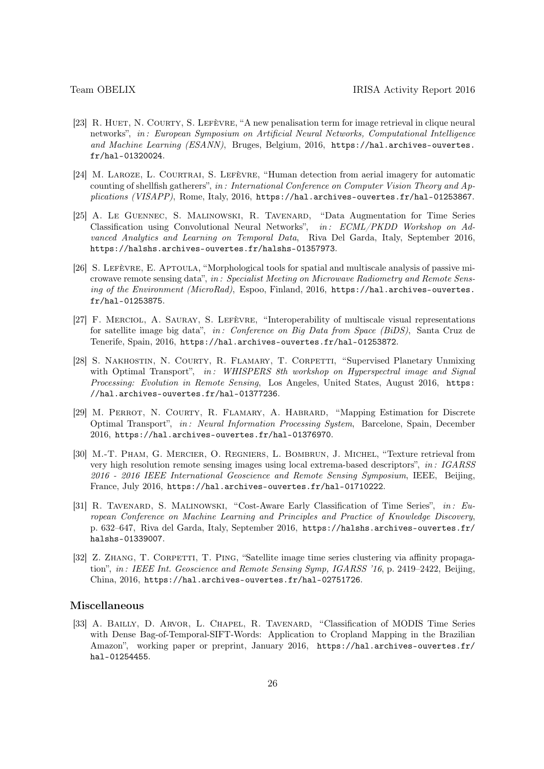[23] R. Huet, N. Courty, S. Lefèvre, "A new penalisation term for image retrieval in clique neural networks", *in: European Symposium on Artificial Neural Networks, Computational Intelligence and Machine Learning (ESANN)*, Bruges, Belgium, 2016, `https://hal.archives-ouvertes.fr/hal-01320024`.

[24] M. Laroze, L. Courtrai, S. Lefèvre, "Human detection from aerial imagery for automatic counting of shellfish gatherers", *in: International Conference on Computer Vision Theory and Applications (VISAPP)*, Rome, Italy, 2016, `https://hal.archives-ouvertes.fr/hal-01253867`.

[25] A. Le Guennec, S. Malinowski, R. Tavenard, "Data Augmentation for Time Series Classification using Convolutional Neural Networks", *in: ECML/PKDD Workshop on Advanced Analytics and Learning on Temporal Data*, Riva Del Garda, Italy, September 2016, `https://halshs.archives-ouvertes.fr/halshs-01357973`.

[26] S. Lefèvre, E. Aptoula, "Morphological tools for spatial and multiscale analysis of passive microwave remote sensing data", *in: Specialist Meeting on Microwave Radiometry and Remote Sensing of the Environment (MicroRad)*, Espoo, Finland, 2016, `https://hal.archives-ouvertes.fr/hal-01253875`.

[27] F. Merciol, A. Sauray, S. Lefèvre, "Interoperability of multiscale visual representations for satellite image big data", *in: Conference on Big Data from Space (BiDS)*, Santa Cruz de Tenerife, Spain, 2016, `https://hal.archives-ouvertes.fr/hal-01253872`.

[28] S. Nakhostin, N. Courty, R. Flamary, T. Corpetti, "Supervised Planetary Unmixing with Optimal Transport", *in: WHISPERS 8th workshop on Hyperspectral image and Signal Processing: Evolution in Remote Sensing*, Los Angeles, United States, August 2016, `https://hal.archives-ouvertes.fr/hal-01377236`.

[29] M. Perrot, N. Courty, R. Flamary, A. Habrard, "Mapping Estimation for Discrete Optimal Transport", *in: Neural Information Processing System*, Barcelone, Spain, December 2016, `https://hal.archives-ouvertes.fr/hal-01376970`.

[30] M.-T. Pham, G. Mercier, O. Regniers, L. Bombrun, J. Michel, "Texture retrieval from very high resolution remote sensing images using local extrema-based descriptors", *in: IGARSS 2016 - 2016 IEEE International Geoscience and Remote Sensing Symposium*, IEEE, Beijing, France, July 2016, `https://hal.archives-ouvertes.fr/hal-01710222`.

[31] R. Tavenard, S. Malinowski, "Cost-Aware Early Classification of Time Series", *in: European Conference on Machine Learning and Principles and Practice of Knowledge Discovery*, p. 632–647, Riva del Garda, Italy, September 2016, `https://halshs.archives-ouvertes.fr/halshs-01339007`.

[32] Z. Zhang, T. Corpetti, T. Ping, "Satellite image time series clustering via affinity propagation", *in: IEEE Int. Geoscience and Remote Sensing Symp, IGARSS '16*, p. 2419–2422, Beijing, China, 2016, `https://hal.archives-ouvertes.fr/hal-02751726`.

### Miscellaneous

[33] A. Bailly, D. Arvor, L. Chapel, R. Tavenard, "Classification of MODIS Time Series with Dense Bag-of-Temporal-SIFT-Words: Application to Cropland Mapping in the Brazilian Amazon", working paper or preprint, January 2016, `https://hal.archives-ouvertes.fr/hal-01254455`.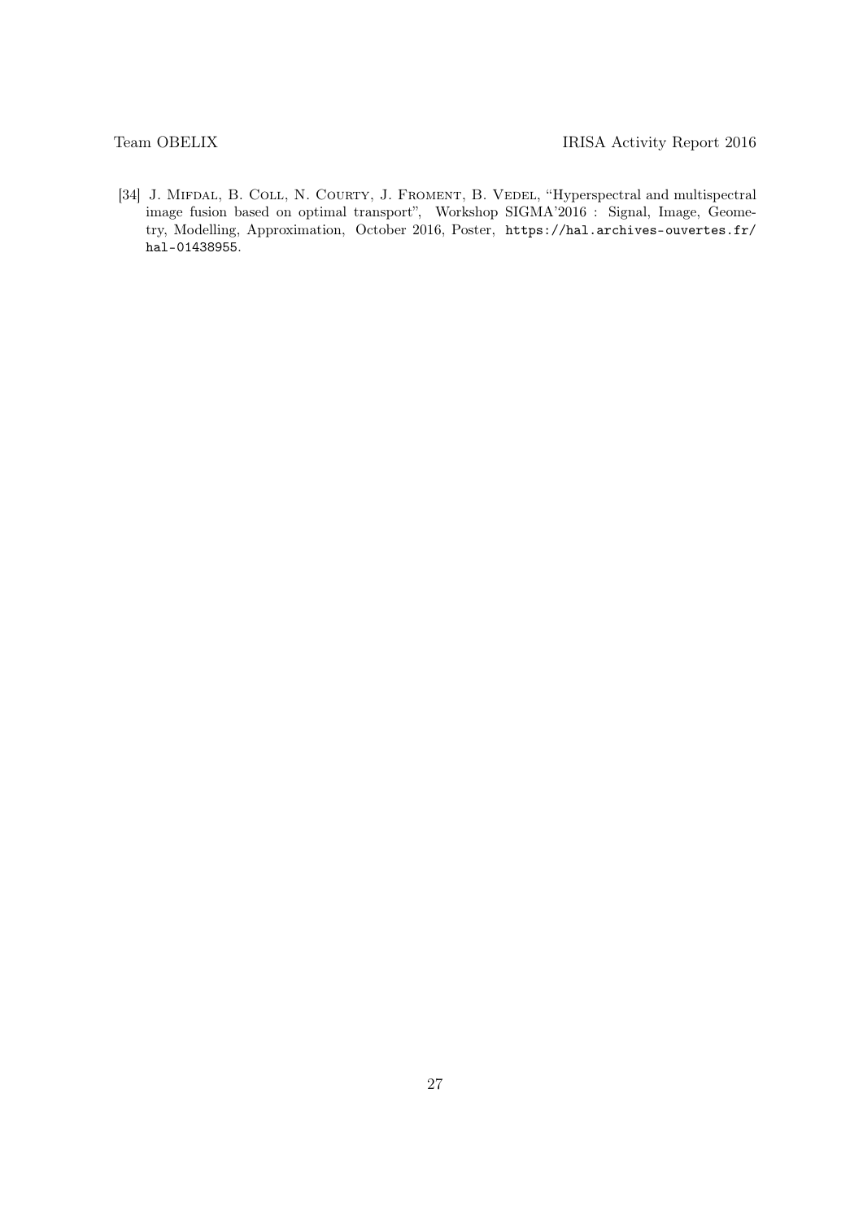[34] J. Mifdal, B. Coll, N. Courty, J. Froment, B. Vedel, "Hyperspectral and multispectral image fusion based on optimal transport", Workshop SIGMA'2016 : Signal, Image, Geometry, Modelling, Approximation, October 2016, Poster, https://hal.archives-ouvertes.fr/hal-01438955.